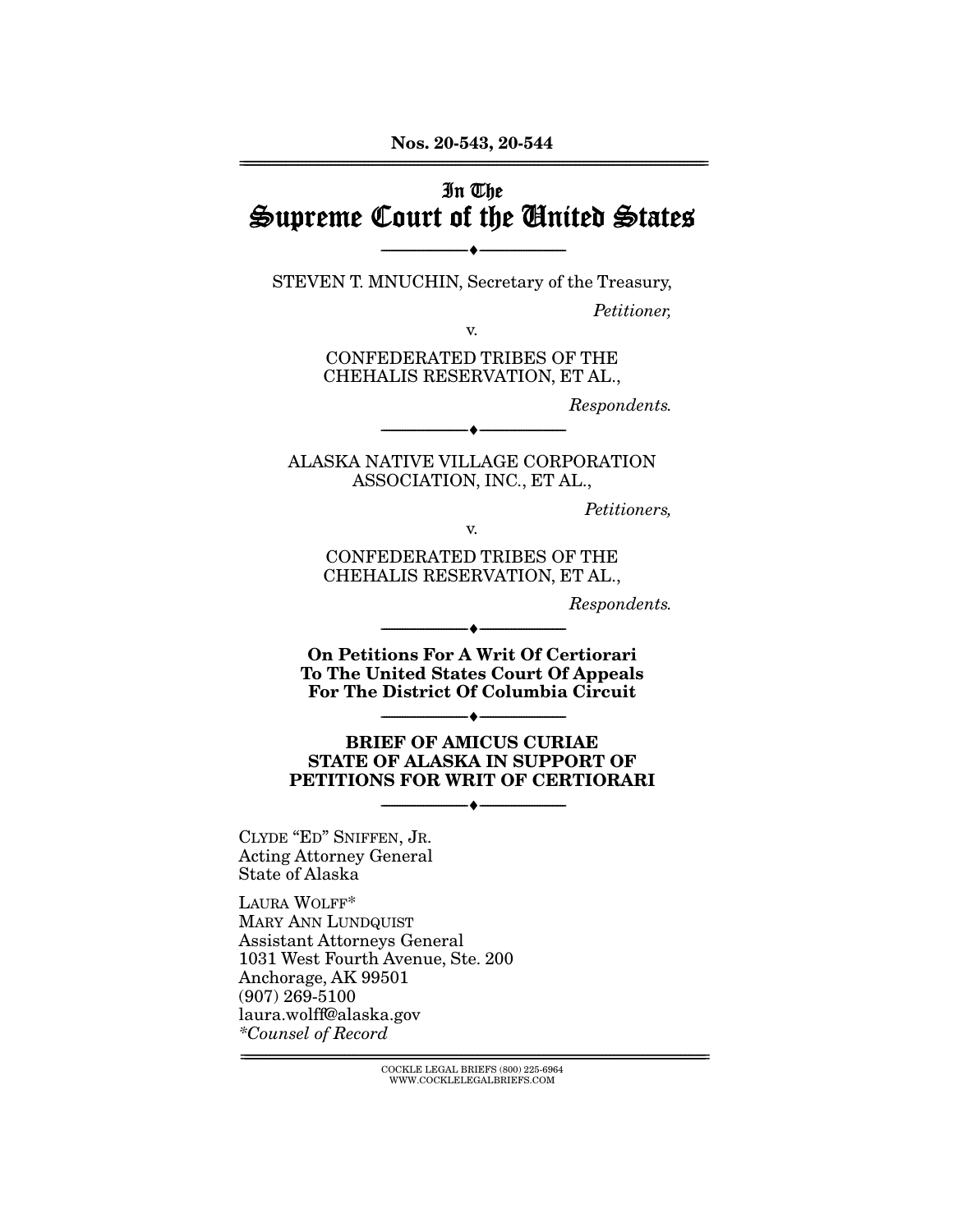Nos. 20-543, 20-544

# In The Supreme Court of the United States

---

STEVEN T. MNUCHIN, Secretary of the Treasury,

*Petitioner,*

v.

CONFEDERATED TRIBES OF THE CHEHALIS RESERVATION, ET AL.,

*Respondents.*

---

ALASKA NATIVE VILLAGE CORPORATION ASSOCIATION, INC., ET AL.,

*Petitioners,*

v.

CONFEDERATED TRIBES OF THE CHEHALIS RESERVATION, ET AL.,

*Respondents.*

---

**On Petitions For A Writ Of Certiorari To The United States Court Of Appeals For The District Of Columbia Circuit**

---

**BRIEF OF AMICUS CURIAE STATE OF ALASKA IN SUPPORT OF PETITIONS FOR WRIT OF CERTIORARI**

---

CLYDE "ED" SNIFFEN, JR.
Acting Attorney General
State of Alaska

LAURA WOLFF*
MARY ANN LUNDQUIST
Assistant Attorneys General
1031 West Fourth Avenue, Ste. 200
Anchorage, AK 99501
(907) 269-5100
laura.wolff@alaska.gov
*Counsel of Record*

COCKLE LEGAL BRIEFS (800) 225-6964
WWW.COCKLELEGALBRIEFS.COM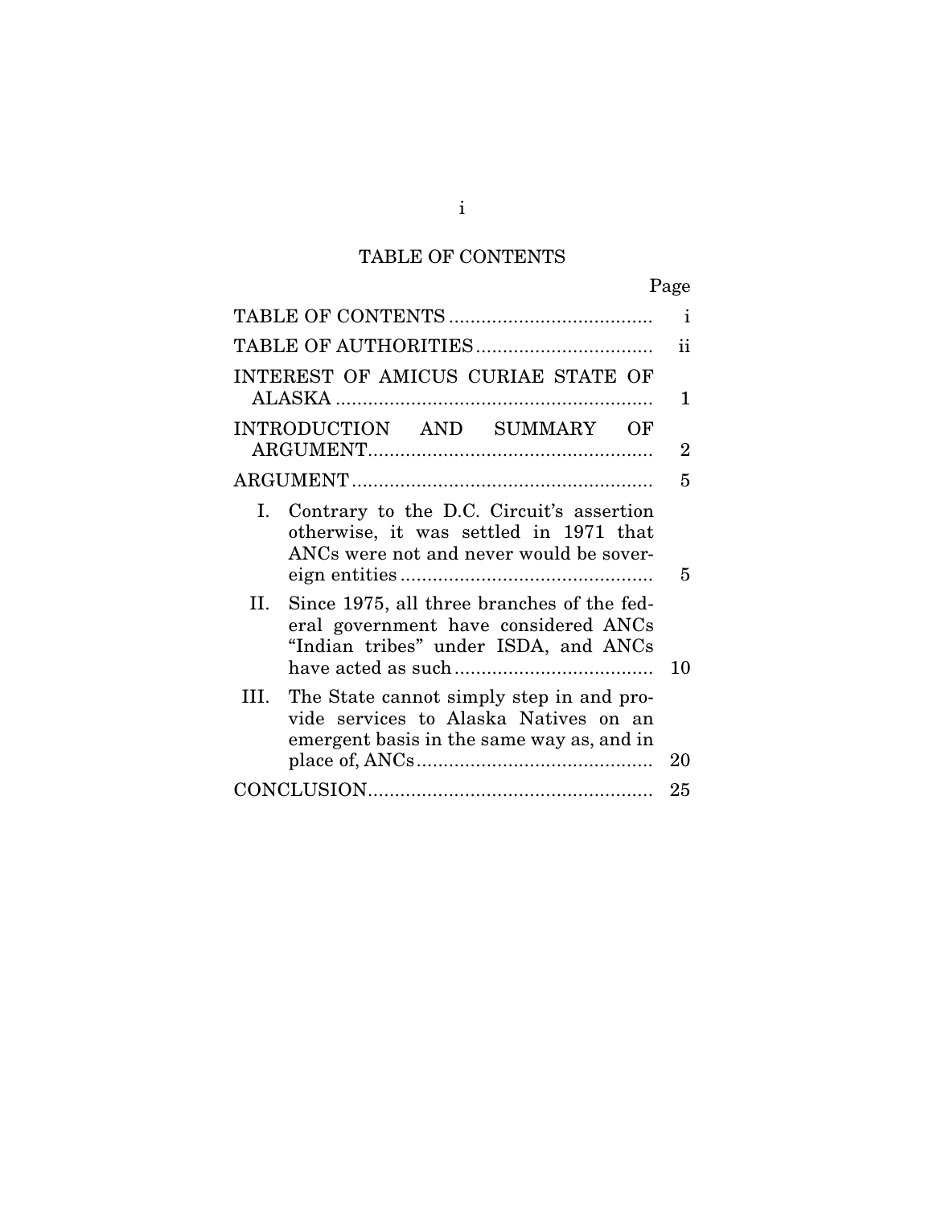# TABLE OF CONTENTS

| | Page |
|---|---|
| TABLE OF CONTENTS | i |
| TABLE OF AUTHORITIES | ii |
| INTEREST OF AMICUS CURIAE STATE OF ALASKA | 1 |
| INTRODUCTION AND SUMMARY OF ARGUMENT | 2 |
| ARGUMENT | 5 |
| I. Contrary to the D.C. Circuit's assertion otherwise, it was settled in 1971 that ANCs were not and never would be sovereign entities | 5 |
| II. Since 1975, all three branches of the federal government have considered ANCs "Indian tribes" under ISDA, and ANCs have acted as such | 10 |
| III. The State cannot simply step in and provide services to Alaska Natives on an emergent basis in the same way as, and in place of, ANCs | 20 |
| CONCLUSION | 25 |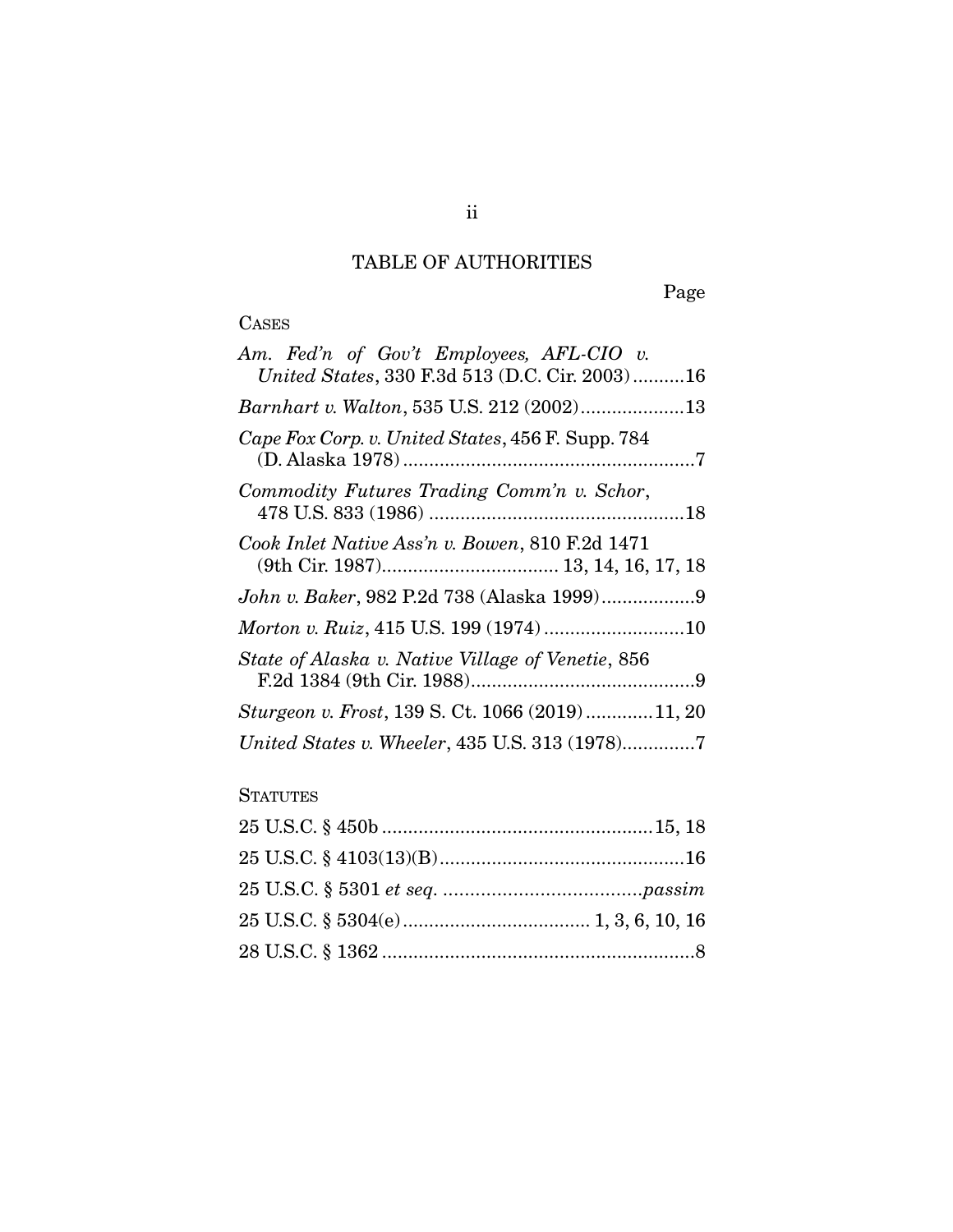# TABLE OF AUTHORITIES

Page

## CASES

*Am. Fed'n of Gov't Employees, AFL-CIO v. United States*, 330 F.3d 513 (D.C. Cir. 2003)..........16

*Barnhart v. Walton*, 535 U.S. 212 (2002)....................13

*Cape Fox Corp. v. United States*, 456 F. Supp. 784 (D. Alaska 1978).........................................................7

*Commodity Futures Trading Comm'n v. Schor*, 478 U.S. 833 (1986) .................................................18

*Cook Inlet Native Ass'n v. Bowen*, 810 F.2d 1471 (9th Cir. 1987).................................. 13, 14, 16, 17, 18

*John v. Baker*, 982 P.2d 738 (Alaska 1999)..................9

*Morton v. Ruiz*, 415 U.S. 199 (1974) ...........................10

*State of Alaska v. Native Village of Venetie*, 856 F.2d 1384 (9th Cir. 1988)...........................................9

*Sturgeon v. Frost*, 139 S. Ct. 1066 (2019).............11, 20

*United States v. Wheeler*, 435 U.S. 313 (1978).............7

## STATUTES

25 U.S.C. § 450b ....................................................15, 18

25 U.S.C. § 4103(13)(B)...............................................16

25 U.S.C. § 5301 *et seq.* .....................................*passim*

25 U.S.C. § 5304(e).................................... 1, 3, 6, 10, 16

28 U.S.C. § 1362 ............................................................8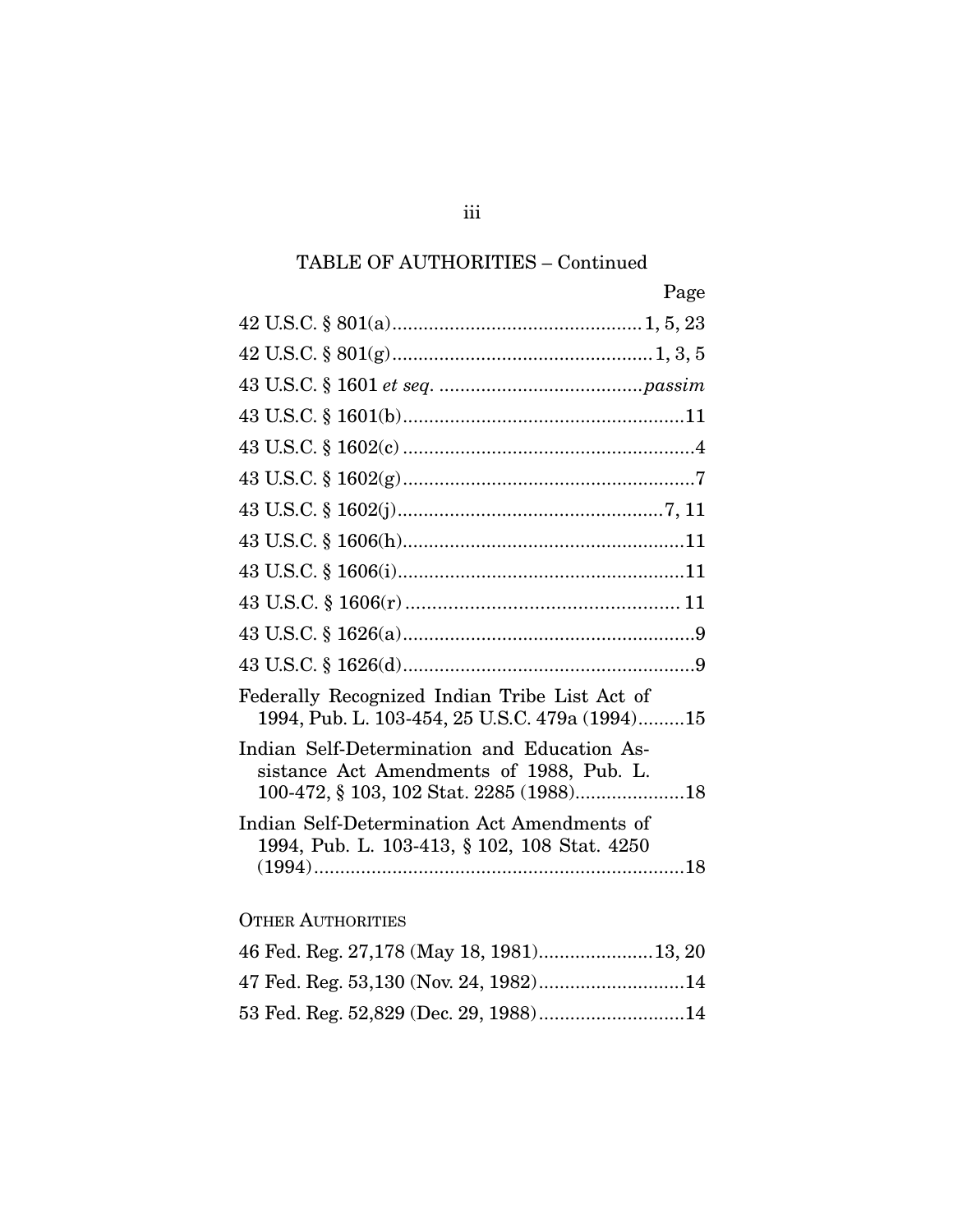TABLE OF AUTHORITIES – Continued

Page

42 U.S.C. § 801(a) .............................................. 1, 5, 23

42 U.S.C. § 801(g) ................................................. 1, 3, 5

43 U.S.C. § 1601 *et seq.* ...................................... *passim*

43 U.S.C. § 1601(b) ..................................................... 11

43 U.S.C. § 1602(c) ....................................................... 4

43 U.S.C. § 1602(g) ....................................................... 7

43 U.S.C. § 1602(j) .................................................. 7, 11

43 U.S.C. § 1606(h) ..................................................... 11

43 U.S.C. § 1606(i) ...................................................... 11

43 U.S.C. § 1606(r) ..................................................... 11

43 U.S.C. § 1626(a) ....................................................... 9

43 U.S.C. § 1626(d) ....................................................... 9

Federally Recognized Indian Tribe List Act of 1994, Pub. L. 103-454, 25 U.S.C. 479a (1994) ......... 15

Indian Self-Determination and Education Assistance Act Amendments of 1988, Pub. L. 100-472, § 103, 102 Stat. 2285 (1988) ..................... 18

Indian Self-Determination Act Amendments of 1994, Pub. L. 103-413, § 102, 108 Stat. 4250 (1994) ....................................................................... 18

OTHER AUTHORITIES

46 Fed. Reg. 27,178 (May 18, 1981) ...................... 13, 20

47 Fed. Reg. 53,130 (Nov. 24, 1982) ............................ 14

53 Fed. Reg. 52,829 (Dec. 29, 1988) ............................ 14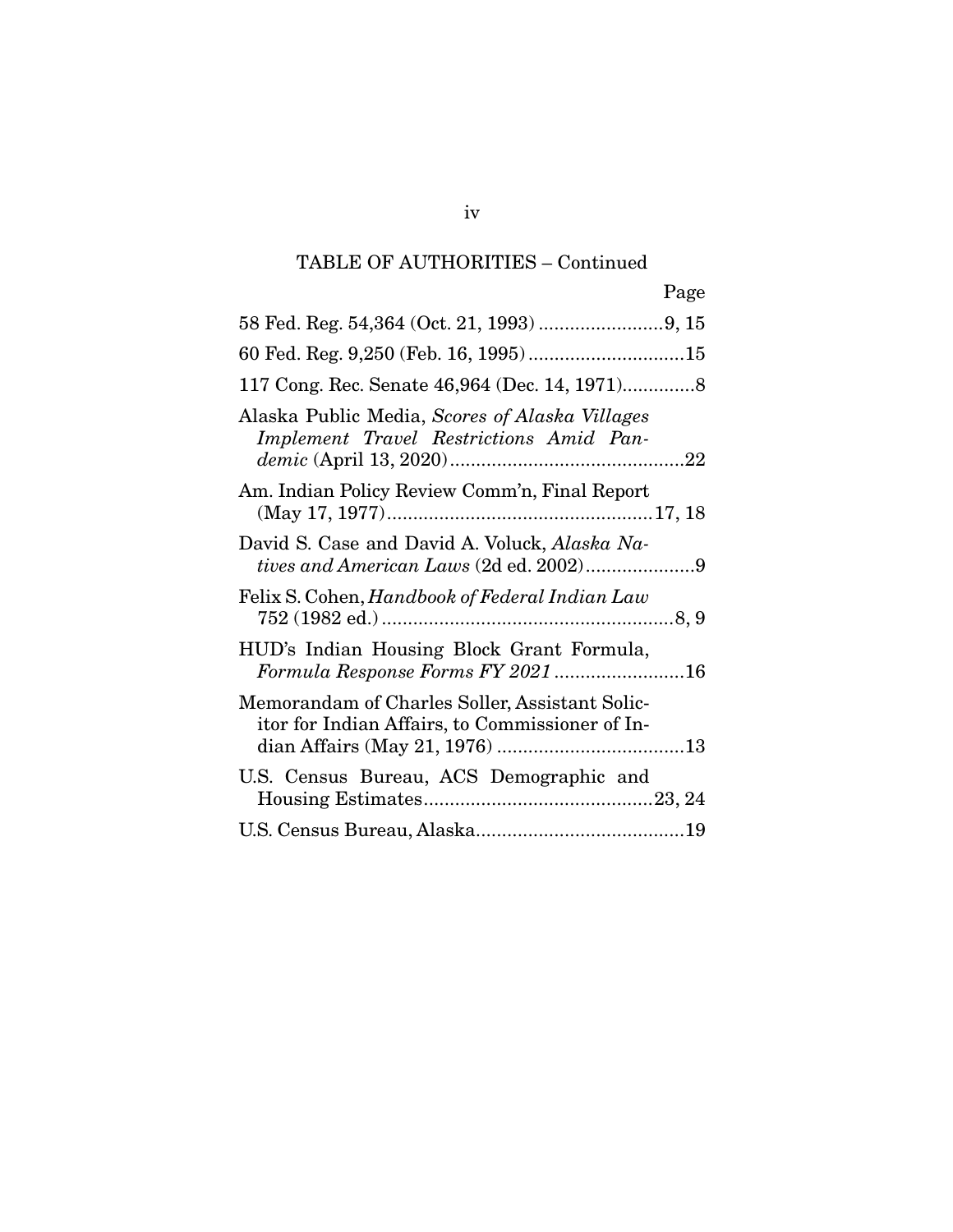TABLE OF AUTHORITIES – Continued

| | Page |
|---|---|
| 58 Fed. Reg. 54,364 (Oct. 21, 1993) | 9, 15 |
| 60 Fed. Reg. 9,250 (Feb. 16, 1995) | 15 |
| 117 Cong. Rec. Senate 46,964 (Dec. 14, 1971) | 8 |
| Alaska Public Media, *Scores of Alaska Villages Implement Travel Restrictions Amid Pandemic* (April 13, 2020) | 22 |
| Am. Indian Policy Review Comm'n, Final Report (May 17, 1977) | 17, 18 |
| David S. Case and David A. Voluck, *Alaska Natives and American Laws* (2d ed. 2002) | 9 |
| Felix S. Cohen, *Handbook of Federal Indian Law* 752 (1982 ed.) | 8, 9 |
| HUD's Indian Housing Block Grant Formula, *Formula Response Forms FY 2021* | 16 |
| Memorandum of Charles Soller, Assistant Solicitor for Indian Affairs, to Commissioner of Indian Affairs (May 21, 1976) | 13 |
| U.S. Census Bureau, ACS Demographic and Housing Estimates | 23, 24 |
| U.S. Census Bureau, Alaska | 19 |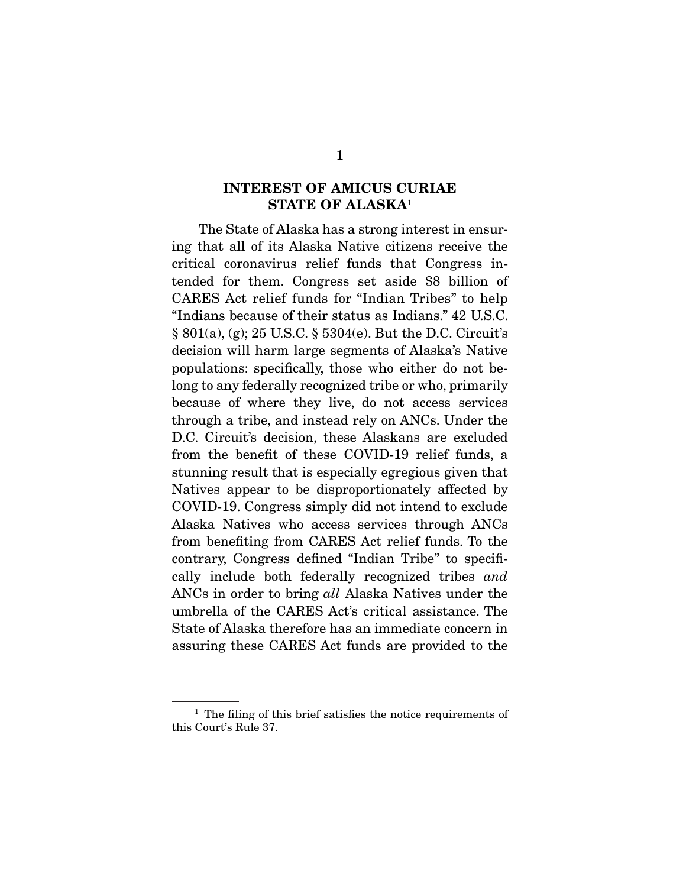## INTEREST OF AMICUS CURIAE STATE OF ALASKA[1]

The State of Alaska has a strong interest in ensuring that all of its Alaska Native citizens receive the critical coronavirus relief funds that Congress intended for them. Congress set aside $8 billion of CARES Act relief funds for "Indian Tribes" to help "Indians because of their status as Indians." 42 U.S.C. § 801(a), (g); 25 U.S.C. § 5304(e). But the D.C. Circuit's decision will harm large segments of Alaska's Native populations: specifically, those who either do not belong to any federally recognized tribe or who, primarily because of where they live, do not access services through a tribe, and instead rely on ANCs. Under the D.C. Circuit's decision, these Alaskans are excluded from the benefit of these COVID-19 relief funds, a stunning result that is especially egregious given that Natives appear to be disproportionately affected by COVID-19. Congress simply did not intend to exclude Alaska Natives who access services through ANCs from benefiting from CARES Act relief funds. To the contrary, Congress defined "Indian Tribe" to specifically include both federally recognized tribes *and* ANCs in order to bring *all* Alaska Natives under the umbrella of the CARES Act's critical assistance. The State of Alaska therefore has an immediate concern in assuring these CARES Act funds are provided to the

---

[1] The filing of this brief satisfies the notice requirements of this Court's Rule 37.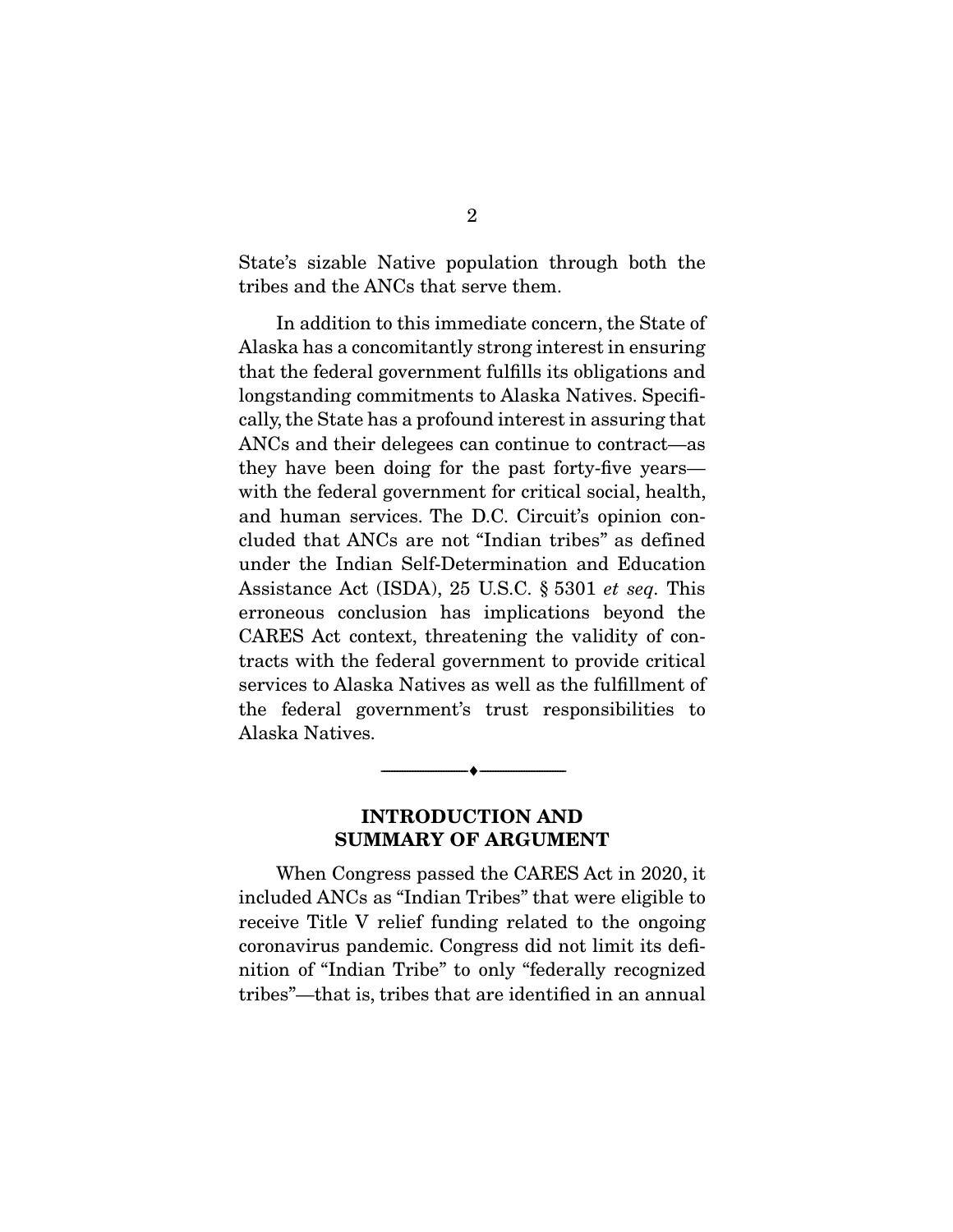State's sizable Native population through both the tribes and the ANCs that serve them.

In addition to this immediate concern, the State of Alaska has a concomitantly strong interest in ensuring that the federal government fulfills its obligations and longstanding commitments to Alaska Natives. Specifically, the State has a profound interest in assuring that ANCs and their delegees can continue to contract—as they have been doing for the past forty-five years—with the federal government for critical social, health, and human services. The D.C. Circuit's opinion concluded that ANCs are not "Indian tribes" as defined under the Indian Self-Determination and Education Assistance Act (ISDA), 25 U.S.C. § 5301 *et seq.* This erroneous conclusion has implications beyond the CARES Act context, threatening the validity of contracts with the federal government to provide critical services to Alaska Natives as well as the fulfillment of the federal government's trust responsibilities to Alaska Natives.

---

## INTRODUCTION AND SUMMARY OF ARGUMENT

When Congress passed the CARES Act in 2020, it included ANCs as "Indian Tribes" that were eligible to receive Title V relief funding related to the ongoing coronavirus pandemic. Congress did not limit its definition of "Indian Tribe" to only "federally recognized tribes"—that is, tribes that are identified in an annual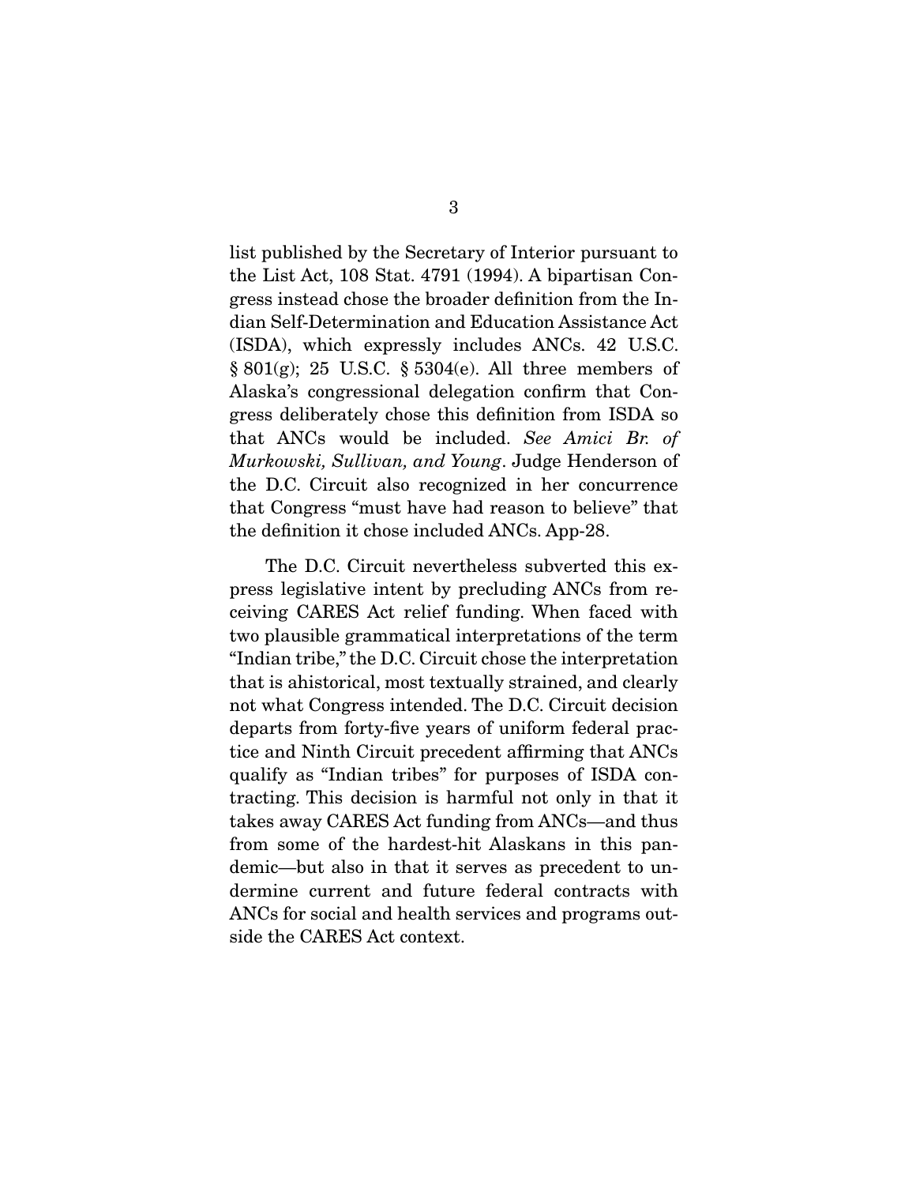list published by the Secretary of Interior pursuant to the List Act, 108 Stat. 4791 (1994). A bipartisan Congress instead chose the broader definition from the Indian Self-Determination and Education Assistance Act (ISDA), which expressly includes ANCs. 42 U.S.C. § 801(g); 25 U.S.C. § 5304(e). All three members of Alaska's congressional delegation confirm that Congress deliberately chose this definition from ISDA so that ANCs would be included. *See Amici Br. of Murkowski, Sullivan, and Young*. Judge Henderson of the D.C. Circuit also recognized in her concurrence that Congress "must have had reason to believe" that the definition it chose included ANCs. App-28.

The D.C. Circuit nevertheless subverted this express legislative intent by precluding ANCs from receiving CARES Act relief funding. When faced with two plausible grammatical interpretations of the term "Indian tribe," the D.C. Circuit chose the interpretation that is ahistorical, most textually strained, and clearly not what Congress intended. The D.C. Circuit decision departs from forty-five years of uniform federal practice and Ninth Circuit precedent affirming that ANCs qualify as "Indian tribes" for purposes of ISDA contracting. This decision is harmful not only in that it takes away CARES Act funding from ANCs—and thus from some of the hardest-hit Alaskans in this pandemic—but also in that it serves as precedent to undermine current and future federal contracts with ANCs for social and health services and programs outside the CARES Act context.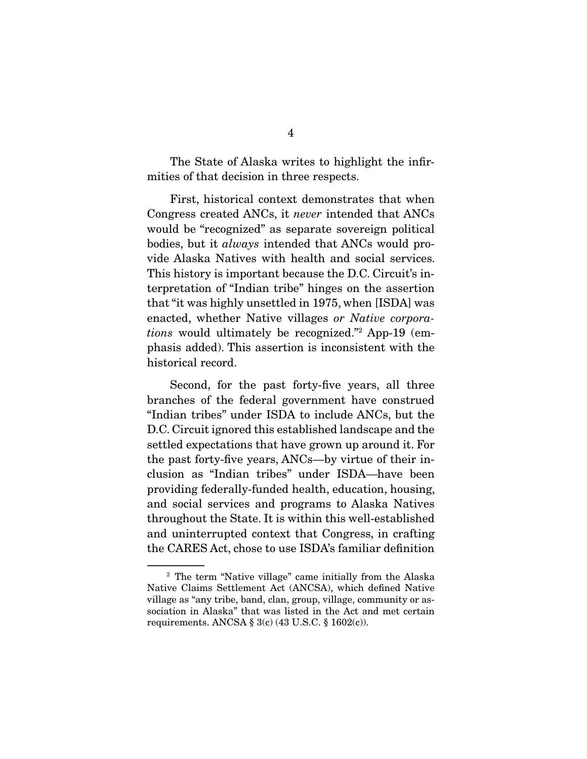The State of Alaska writes to highlight the infirmities of that decision in three respects.

First, historical context demonstrates that when Congress created ANCs, it *never* intended that ANCs would be "recognized" as separate sovereign political bodies, but it *always* intended that ANCs would provide Alaska Natives with health and social services. This history is important because the D.C. Circuit's interpretation of "Indian tribe" hinges on the assertion that "it was highly unsettled in 1975, when [ISDA] was enacted, whether Native villages *or Native corporations* would ultimately be recognized."[2] App-19 (emphasis added). This assertion is inconsistent with the historical record.

Second, for the past forty-five years, all three branches of the federal government have construed "Indian tribes" under ISDA to include ANCs, but the D.C. Circuit ignored this established landscape and the settled expectations that have grown up around it. For the past forty-five years, ANCs—by virtue of their inclusion as "Indian tribes" under ISDA—have been providing federally-funded health, education, housing, and social services and programs to Alaska Natives throughout the State. It is within this well-established and uninterrupted context that Congress, in crafting the CARES Act, chose to use ISDA's familiar definition

---

[2] The term "Native village" came initially from the Alaska Native Claims Settlement Act (ANCSA), which defined Native village as "any tribe, band, clan, group, village, community or association in Alaska" that was listed in the Act and met certain requirements. ANCSA § 3(c) (43 U.S.C. § 1602(c)).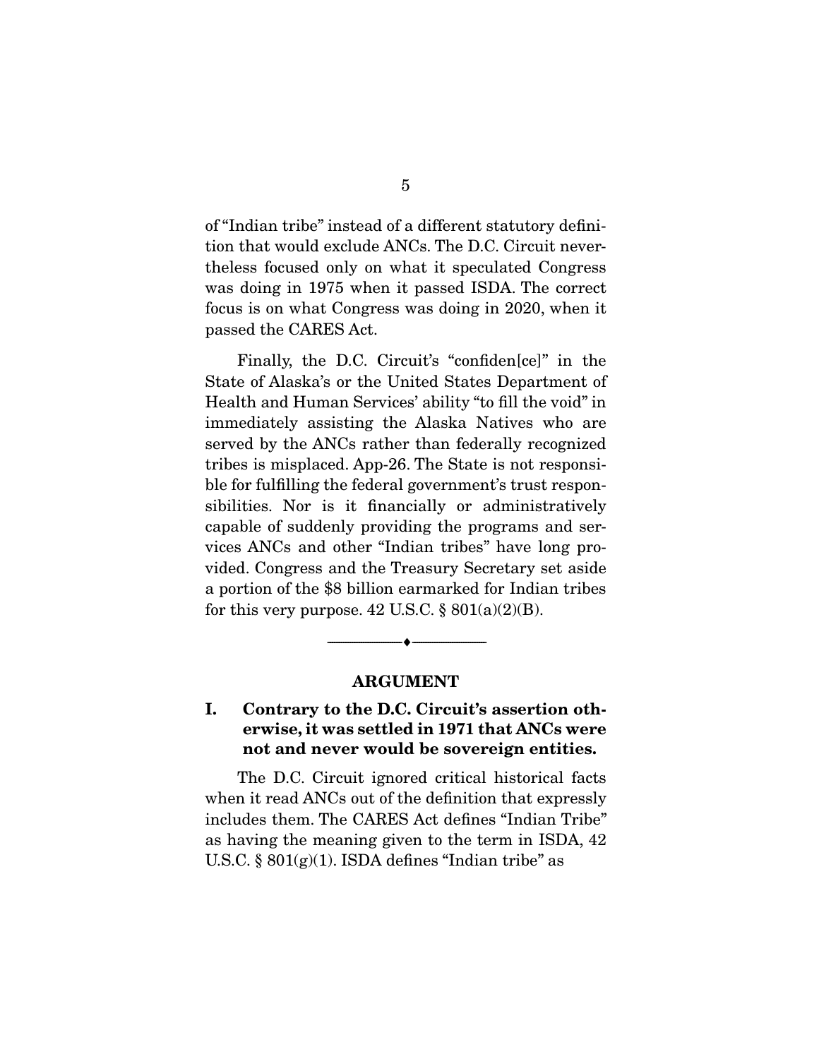of "Indian tribe" instead of a different statutory definition that would exclude ANCs. The D.C. Circuit nevertheless focused only on what it speculated Congress was doing in 1975 when it passed ISDA. The correct focus is on what Congress was doing in 2020, when it passed the CARES Act.

Finally, the D.C. Circuit's "confiden[ce]" in the State of Alaska's or the United States Department of Health and Human Services' ability "to fill the void" in immediately assisting the Alaska Natives who are served by the ANCs rather than federally recognized tribes is misplaced. App-26. The State is not responsible for fulfilling the federal government's trust responsibilities. Nor is it financially or administratively capable of suddenly providing the programs and services ANCs and other "Indian tribes" have long provided. Congress and the Treasury Secretary set aside a portion of the $8 billion earmarked for Indian tribes for this very purpose. 42 U.S.C. § 801(a)(2)(B).

---

## ARGUMENT

### I. Contrary to the D.C. Circuit's assertion otherwise, it was settled in 1971 that ANCs were not and never would be sovereign entities.

The D.C. Circuit ignored critical historical facts when it read ANCs out of the definition that expressly includes them. The CARES Act defines "Indian Tribe" as having the meaning given to the term in ISDA, 42 U.S.C. § 801(g)(1). ISDA defines "Indian tribe" as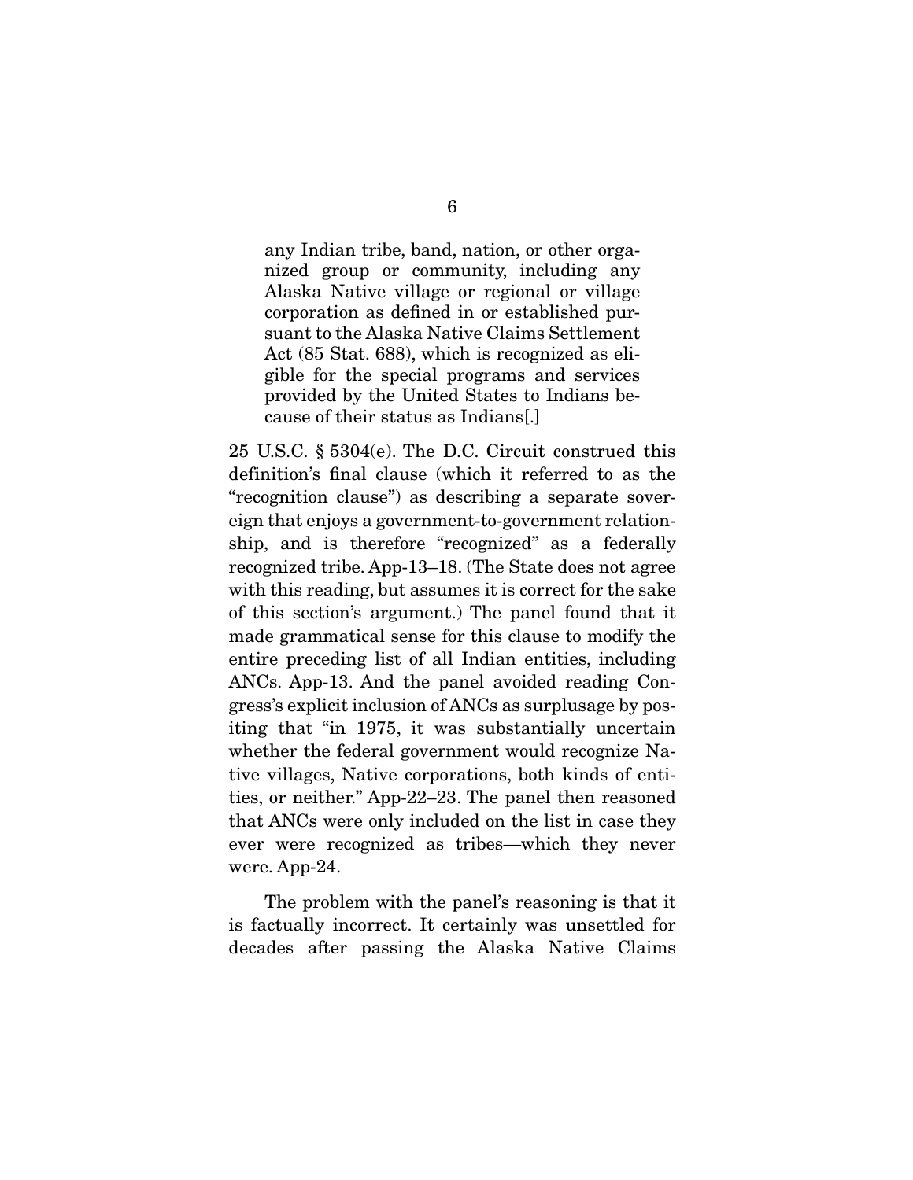> any Indian tribe, band, nation, or other organized group or community, including any Alaska Native village or regional or village corporation as defined in or established pursuant to the Alaska Native Claims Settlement Act (85 Stat. 688), which is recognized as eligible for the special programs and services provided by the United States to Indians because of their status as Indians[.]

25 U.S.C. § 5304(e). The D.C. Circuit construed this definition's final clause (which it referred to as the "recognition clause") as describing a separate sovereign that enjoys a government-to-government relationship, and is therefore "recognized" as a federally recognized tribe. App-13–18. (The State does not agree with this reading, but assumes it is correct for the sake of this section's argument.) The panel found that it made grammatical sense for this clause to modify the entire preceding list of all Indian entities, including ANCs. App-13. And the panel avoided reading Congress's explicit inclusion of ANCs as surplusage by positing that "in 1975, it was substantially uncertain whether the federal government would recognize Native villages, Native corporations, both kinds of entities, or neither." App-22–23. The panel then reasoned that ANCs were only included on the list in case they ever were recognized as tribes—which they never were. App-24.

The problem with the panel's reasoning is that it is factually incorrect. It certainly was unsettled for decades after passing the Alaska Native Claims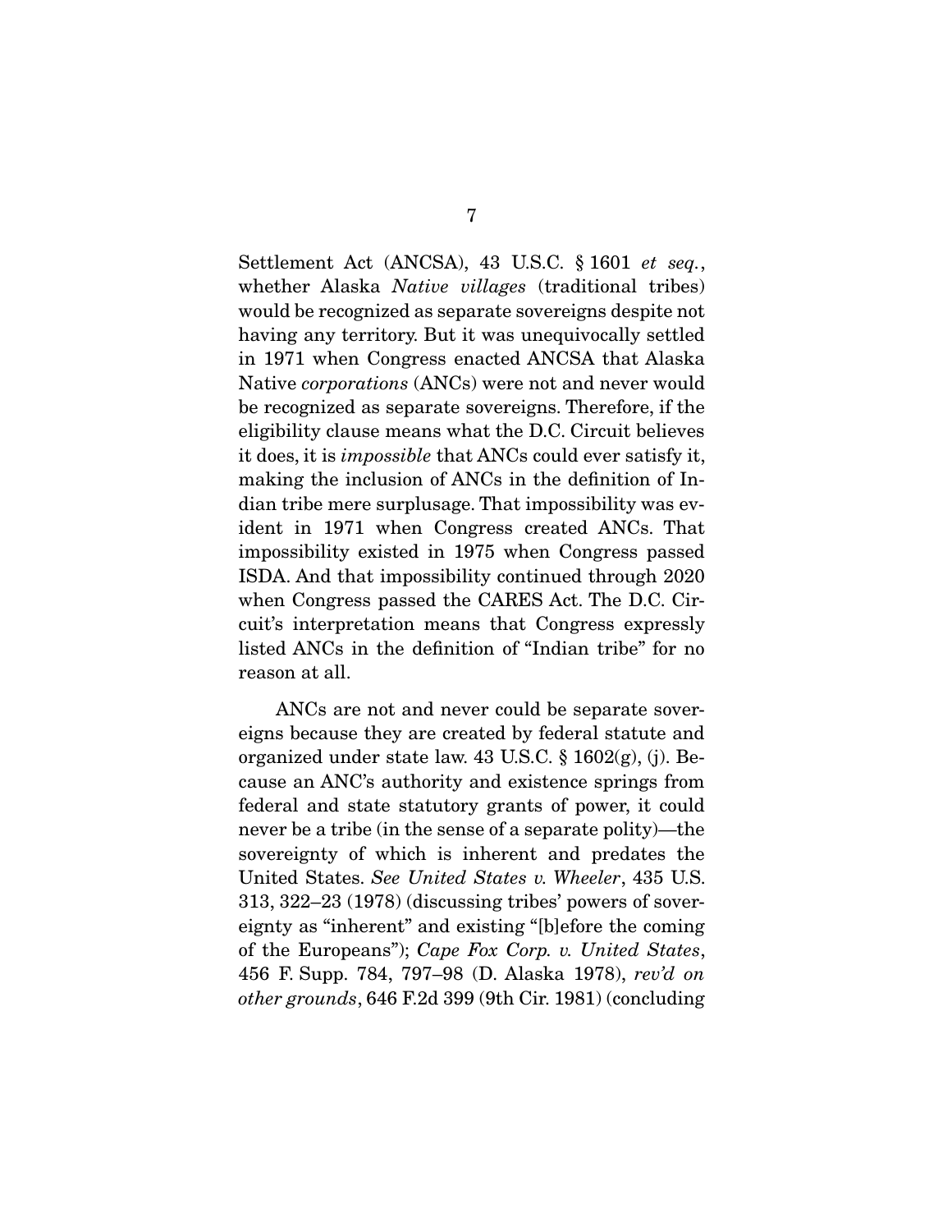Settlement Act (ANCSA), 43 U.S.C. § 1601 *et seq.*, whether Alaska *Native villages* (traditional tribes) would be recognized as separate sovereigns despite not having any territory. But it was unequivocally settled in 1971 when Congress enacted ANCSA that Alaska Native *corporations* (ANCs) were not and never would be recognized as separate sovereigns. Therefore, if the eligibility clause means what the D.C. Circuit believes it does, it is *impossible* that ANCs could ever satisfy it, making the inclusion of ANCs in the definition of Indian tribe mere surplusage. That impossibility was evident in 1971 when Congress created ANCs. That impossibility existed in 1975 when Congress passed ISDA. And that impossibility continued through 2020 when Congress passed the CARES Act. The D.C. Circuit's interpretation means that Congress expressly listed ANCs in the definition of "Indian tribe" for no reason at all.

ANCs are not and never could be separate sovereigns because they are created by federal statute and organized under state law. 43 U.S.C. § 1602(g), (j). Because an ANC's authority and existence springs from federal and state statutory grants of power, it could never be a tribe (in the sense of a separate polity)—the sovereignty of which is inherent and predates the United States. *See United States v. Wheeler*, 435 U.S. 313, 322–23 (1978) (discussing tribes' powers of sovereignty as "inherent" and existing "[b]efore the coming of the Europeans"); *Cape Fox Corp. v. United States*, 456 F. Supp. 784, 797–98 (D. Alaska 1978), *rev'd on other grounds*, 646 F.2d 399 (9th Cir. 1981) (concluding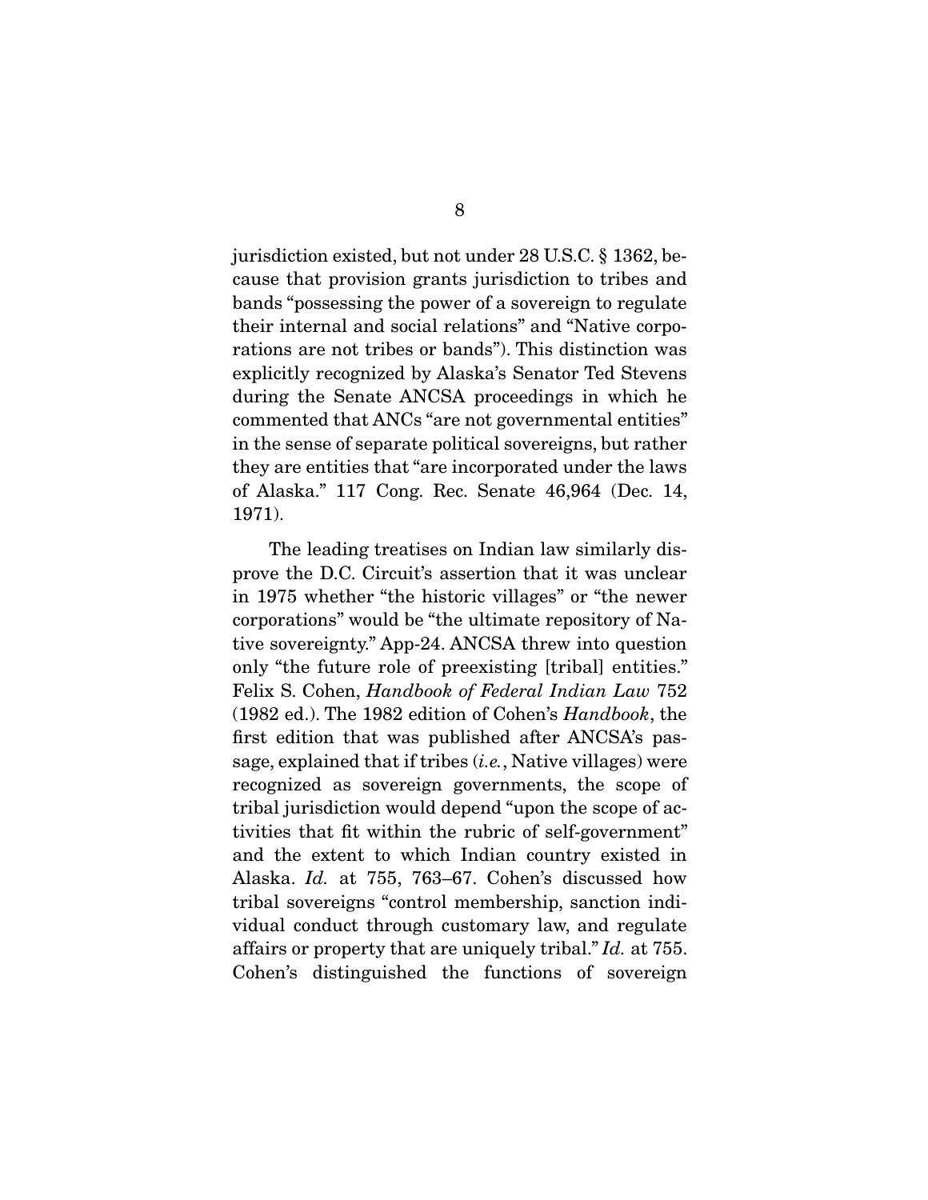jurisdiction existed, but not under 28 U.S.C. § 1362, because that provision grants jurisdiction to tribes and bands "possessing the power of a sovereign to regulate their internal and social relations" and "Native corporations are not tribes or bands"). This distinction was explicitly recognized by Alaska's Senator Ted Stevens during the Senate ANCSA proceedings in which he commented that ANCs "are not governmental entities" in the sense of separate political sovereigns, but rather they are entities that "are incorporated under the laws of Alaska." 117 Cong. Rec. Senate 46,964 (Dec. 14, 1971).

The leading treatises on Indian law similarly disprove the D.C. Circuit's assertion that it was unclear in 1975 whether "the historic villages" or "the newer corporations" would be "the ultimate repository of Native sovereignty." App-24. ANCSA threw into question only "the future role of preexisting [tribal] entities." Felix S. Cohen, *Handbook of Federal Indian Law* 752 (1982 ed.). The 1982 edition of Cohen's *Handbook*, the first edition that was published after ANCSA's passage, explained that if tribes (*i.e.*, Native villages) were recognized as sovereign governments, the scope of tribal jurisdiction would depend "upon the scope of activities that fit within the rubric of self-government" and the extent to which Indian country existed in Alaska. *Id.* at 755, 763–67. Cohen's discussed how tribal sovereigns "control membership, sanction individual conduct through customary law, and regulate affairs or property that are uniquely tribal." *Id.* at 755. Cohen's distinguished the functions of sovereign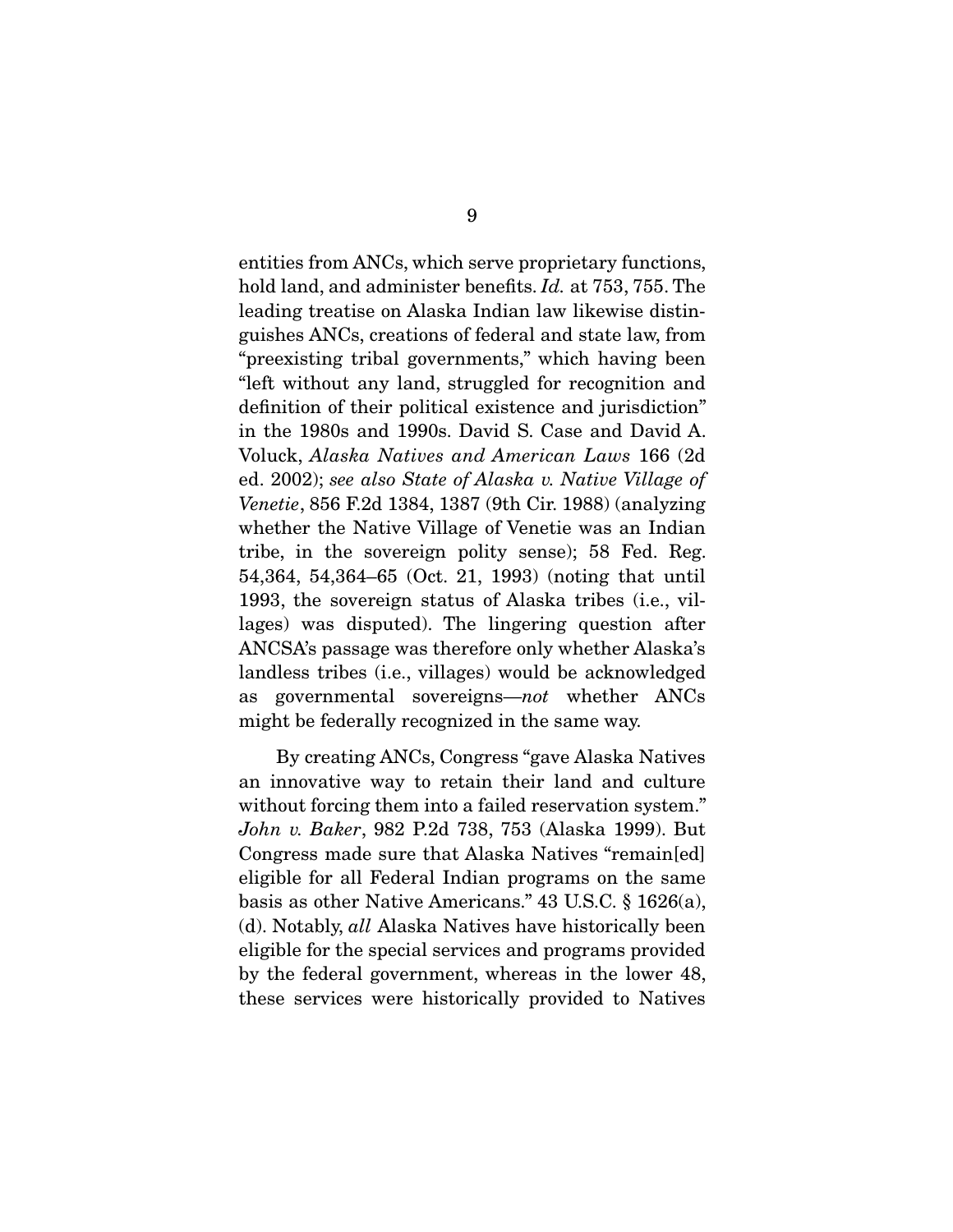entities from ANCs, which serve proprietary functions, hold land, and administer benefits. *Id.* at 753, 755. The leading treatise on Alaska Indian law likewise distinguishes ANCs, creations of federal and state law, from "preexisting tribal governments," which having been "left without any land, struggled for recognition and definition of their political existence and jurisdiction" in the 1980s and 1990s. David S. Case and David A. Voluck, *Alaska Natives and American Laws* 166 (2d ed. 2002); *see also State of Alaska v. Native Village of Venetie*, 856 F.2d 1384, 1387 (9th Cir. 1988) (analyzing whether the Native Village of Venetie was an Indian tribe, in the sovereign polity sense); 58 Fed. Reg. 54,364, 54,364–65 (Oct. 21, 1993) (noting that until 1993, the sovereign status of Alaska tribes (i.e., villages) was disputed). The lingering question after ANCSA's passage was therefore only whether Alaska's landless tribes (i.e., villages) would be acknowledged as governmental sovereigns—*not* whether ANCs might be federally recognized in the same way.

By creating ANCs, Congress "gave Alaska Natives an innovative way to retain their land and culture without forcing them into a failed reservation system." *John v. Baker*, 982 P.2d 738, 753 (Alaska 1999). But Congress made sure that Alaska Natives "remain[ed] eligible for all Federal Indian programs on the same basis as other Native Americans." 43 U.S.C. § 1626(a), (d). Notably, *all* Alaska Natives have historically been eligible for the special services and programs provided by the federal government, whereas in the lower 48, these services were historically provided to Natives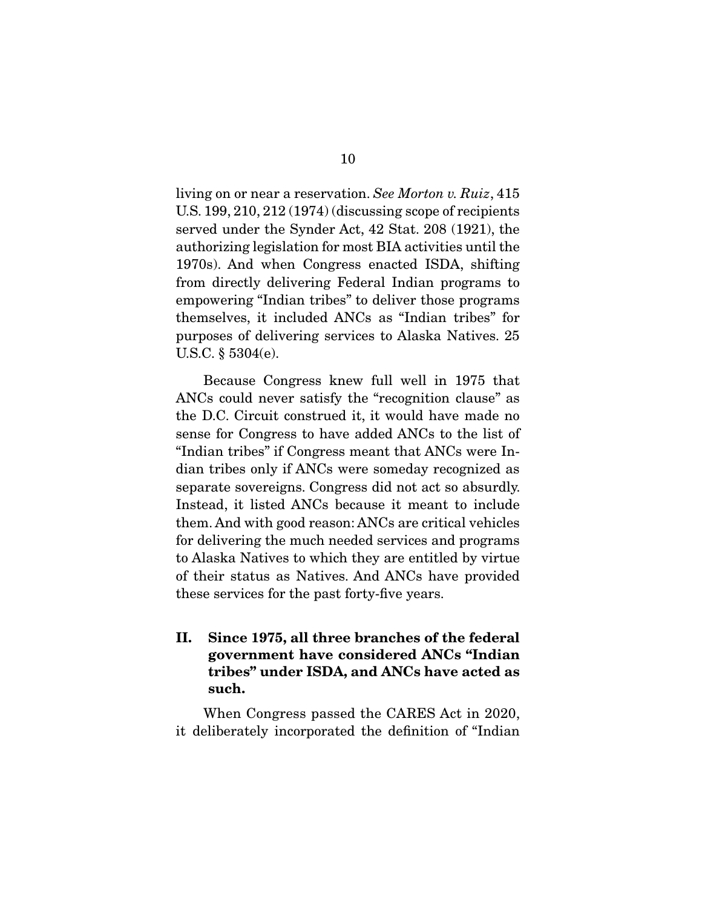living on or near a reservation. *See Morton v. Ruiz*, 415 U.S. 199, 210, 212 (1974) (discussing scope of recipients served under the Synder Act, 42 Stat. 208 (1921), the authorizing legislation for most BIA activities until the 1970s). And when Congress enacted ISDA, shifting from directly delivering Federal Indian programs to empowering "Indian tribes" to deliver those programs themselves, it included ANCs as "Indian tribes" for purposes of delivering services to Alaska Natives. 25 U.S.C. § 5304(e).

Because Congress knew full well in 1975 that ANCs could never satisfy the "recognition clause" as the D.C. Circuit construed it, it would have made no sense for Congress to have added ANCs to the list of "Indian tribes" if Congress meant that ANCs were Indian tribes only if ANCs were someday recognized as separate sovereigns. Congress did not act so absurdly. Instead, it listed ANCs because it meant to include them. And with good reason: ANCs are critical vehicles for delivering the much needed services and programs to Alaska Natives to which they are entitled by virtue of their status as Natives. And ANCs have provided these services for the past forty-five years.

## II. Since 1975, all three branches of the federal government have considered ANCs "Indian tribes" under ISDA, and ANCs have acted as such.

When Congress passed the CARES Act in 2020, it deliberately incorporated the definition of "Indian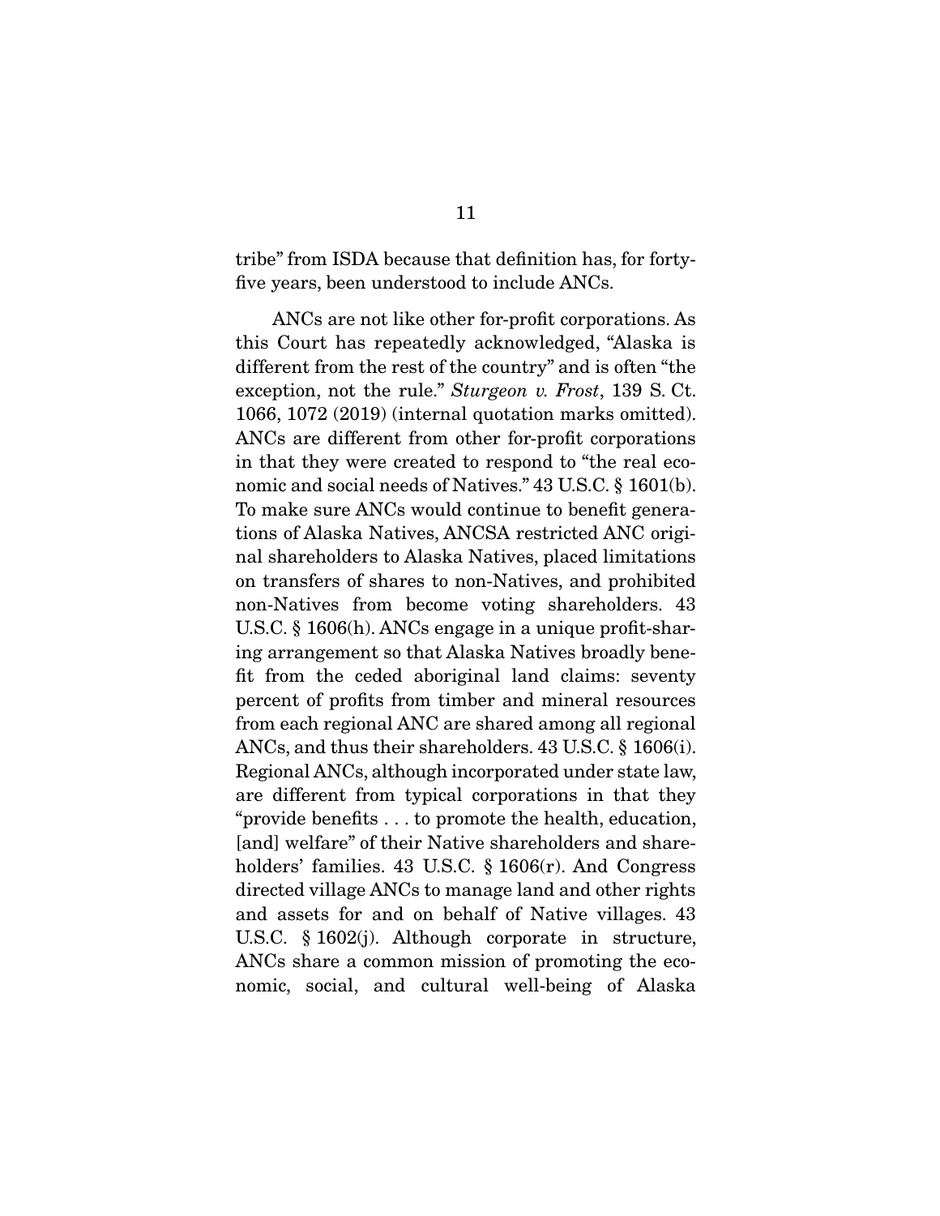tribe" from ISDA because that definition has, for forty-five years, been understood to include ANCs.

ANCs are not like other for-profit corporations. As this Court has repeatedly acknowledged, "Alaska is different from the rest of the country" and is often "the exception, not the rule." *Sturgeon v. Frost*, 139 S. Ct. 1066, 1072 (2019) (internal quotation marks omitted). ANCs are different from other for-profit corporations in that they were created to respond to "the real economic and social needs of Natives." 43 U.S.C. § 1601(b). To make sure ANCs would continue to benefit generations of Alaska Natives, ANCSA restricted ANC original shareholders to Alaska Natives, placed limitations on transfers of shares to non-Natives, and prohibited non-Natives from become voting shareholders. 43 U.S.C. § 1606(h). ANCs engage in a unique profit-sharing arrangement so that Alaska Natives broadly benefit from the ceded aboriginal land claims: seventy percent of profits from timber and mineral resources from each regional ANC are shared among all regional ANCs, and thus their shareholders. 43 U.S.C. § 1606(i). Regional ANCs, although incorporated under state law, are different from typical corporations in that they "provide benefits . . . to promote the health, education, [and] welfare" of their Native shareholders and shareholders' families. 43 U.S.C. § 1606(r). And Congress directed village ANCs to manage land and other rights and assets for and on behalf of Native villages. 43 U.S.C. § 1602(j). Although corporate in structure, ANCs share a common mission of promoting the economic, social, and cultural well-being of Alaska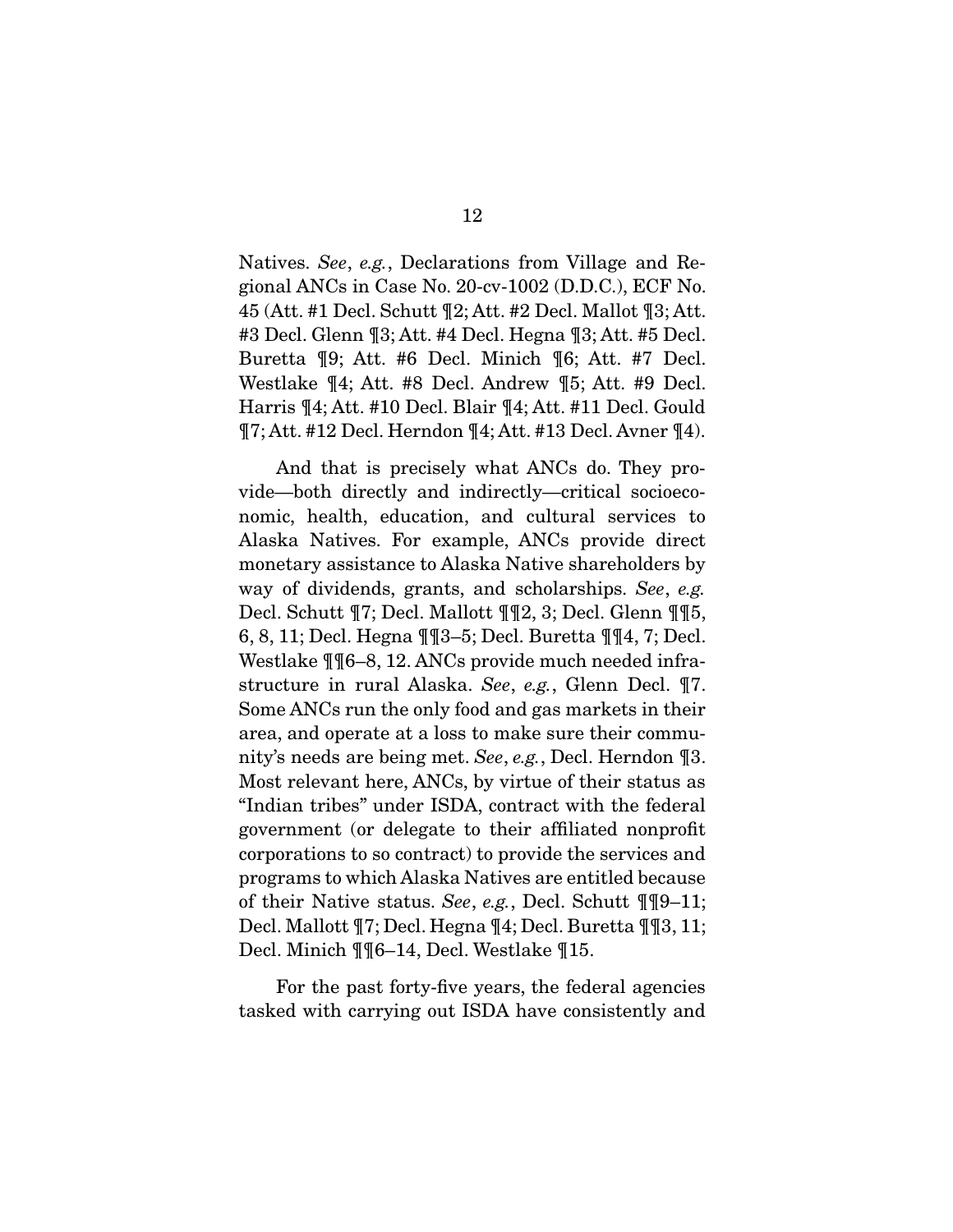Natives. *See*, *e.g.*, Declarations from Village and Regional ANCs in Case No. 20-cv-1002 (D.D.C.), ECF No. 45 (Att. #1 Decl. Schutt ¶2; Att. #2 Decl. Mallot ¶3; Att. #3 Decl. Glenn ¶3; Att. #4 Decl. Hegna ¶3; Att. #5 Decl. Buretta ¶9; Att. #6 Decl. Minich ¶6; Att. #7 Decl. Westlake ¶4; Att. #8 Decl. Andrew ¶5; Att. #9 Decl. Harris ¶4; Att. #10 Decl. Blair ¶4; Att. #11 Decl. Gould ¶7; Att. #12 Decl. Herndon ¶4; Att. #13 Decl. Avner ¶4).

And that is precisely what ANCs do. They provide—both directly and indirectly—critical socioeconomic, health, education, and cultural services to Alaska Natives. For example, ANCs provide direct monetary assistance to Alaska Native shareholders by way of dividends, grants, and scholarships. *See*, *e.g.* Decl. Schutt ¶7; Decl. Mallott ¶¶2, 3; Decl. Glenn ¶¶5, 6, 8, 11; Decl. Hegna ¶¶3–5; Decl. Buretta ¶¶4, 7; Decl. Westlake ¶¶6–8, 12. ANCs provide much needed infrastructure in rural Alaska. *See*, *e.g.*, Glenn Decl. ¶7. Some ANCs run the only food and gas markets in their area, and operate at a loss to make sure their community's needs are being met. *See*, *e.g.*, Decl. Herndon ¶3. Most relevant here, ANCs, by virtue of their status as "Indian tribes" under ISDA, contract with the federal government (or delegate to their affiliated nonprofit corporations to so contract) to provide the services and programs to which Alaska Natives are entitled because of their Native status. *See*, *e.g.*, Decl. Schutt ¶¶9–11; Decl. Mallott ¶7; Decl. Hegna ¶4; Decl. Buretta ¶¶3, 11; Decl. Minich ¶¶6–14, Decl. Westlake ¶15.

For the past forty-five years, the federal agencies tasked with carrying out ISDA have consistently and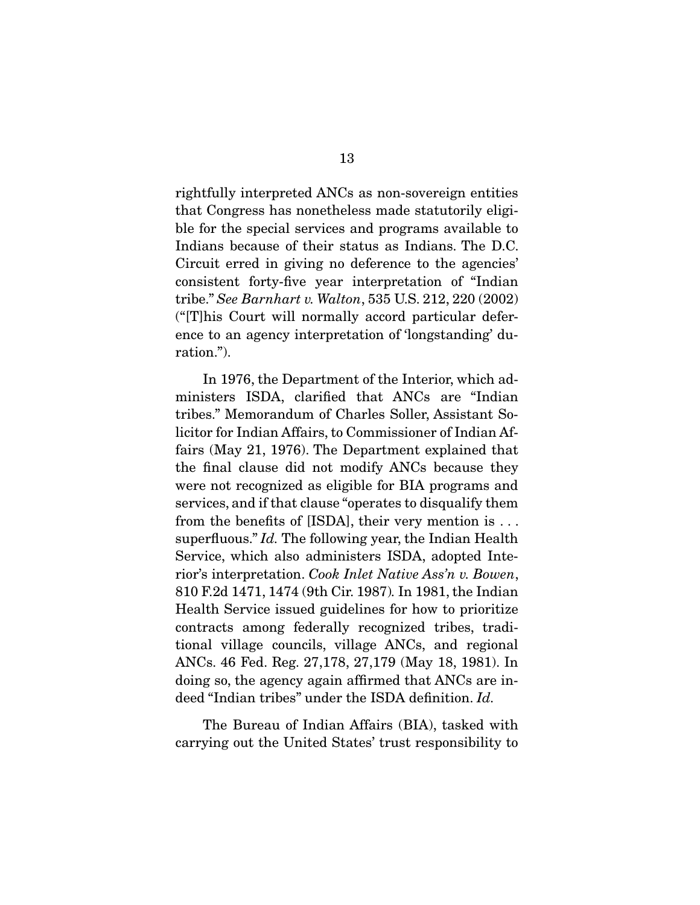rightfully interpreted ANCs as non-sovereign entities that Congress has nonetheless made statutorily eligible for the special services and programs available to Indians because of their status as Indians. The D.C. Circuit erred in giving no deference to the agencies' consistent forty-five year interpretation of "Indian tribe." *See Barnhart v. Walton*, 535 U.S. 212, 220 (2002) ("[T]his Court will normally accord particular deference to an agency interpretation of 'longstanding' duration.").

In 1976, the Department of the Interior, which administers ISDA, clarified that ANCs are "Indian tribes." Memorandum of Charles Soller, Assistant Solicitor for Indian Affairs, to Commissioner of Indian Affairs (May 21, 1976). The Department explained that the final clause did not modify ANCs because they were not recognized as eligible for BIA programs and services, and if that clause "operates to disqualify them from the benefits of [ISDA], their very mention is . . . superfluous." *Id.* The following year, the Indian Health Service, which also administers ISDA, adopted Interior's interpretation. *Cook Inlet Native Ass'n v. Bowen*, 810 F.2d 1471, 1474 (9th Cir. 1987). In 1981, the Indian Health Service issued guidelines for how to prioritize contracts among federally recognized tribes, traditional village councils, village ANCs, and regional ANCs. 46 Fed. Reg. 27,178, 27,179 (May 18, 1981). In doing so, the agency again affirmed that ANCs are indeed "Indian tribes" under the ISDA definition. *Id.*

The Bureau of Indian Affairs (BIA), tasked with carrying out the United States' trust responsibility to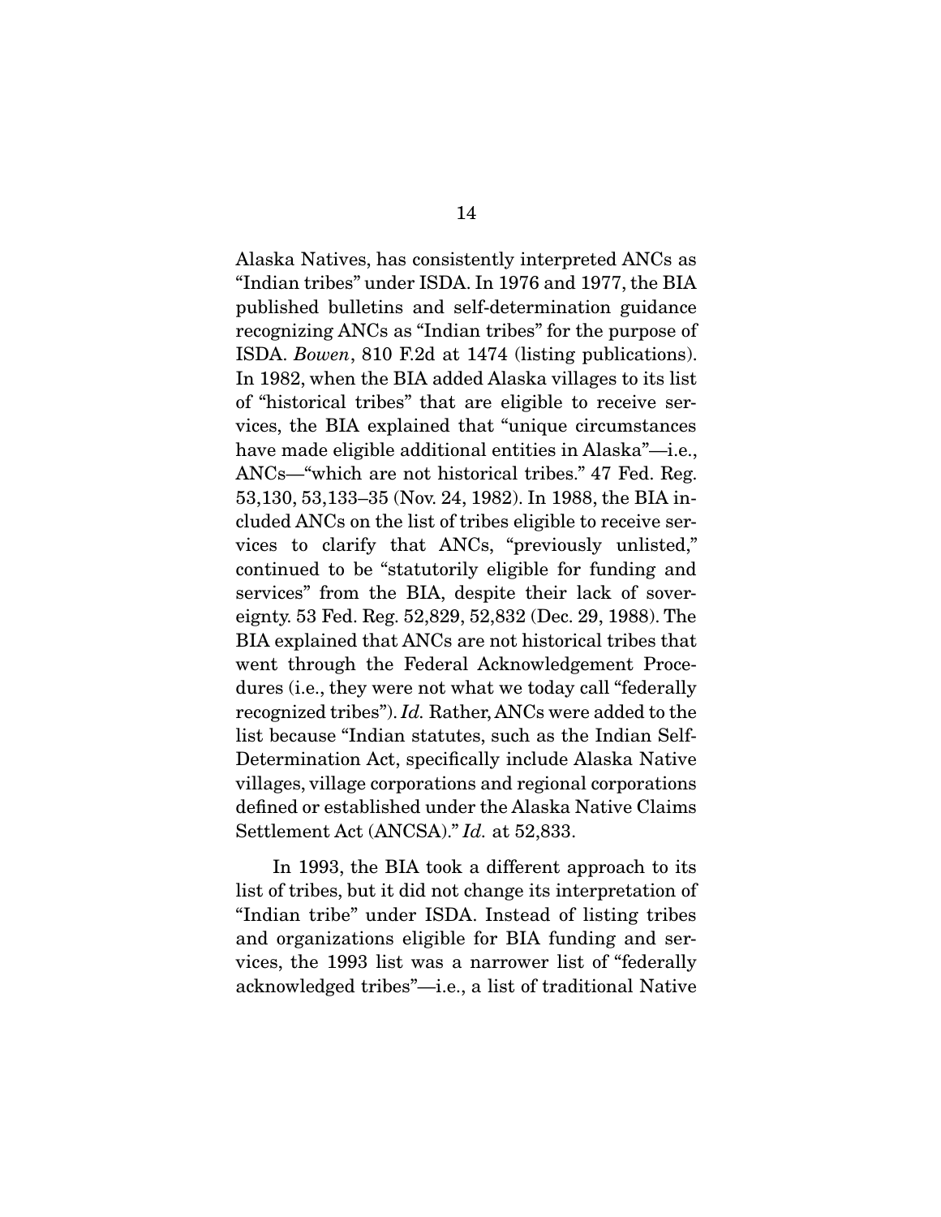Alaska Natives, has consistently interpreted ANCs as "Indian tribes" under ISDA. In 1976 and 1977, the BIA published bulletins and self-determination guidance recognizing ANCs as "Indian tribes" for the purpose of ISDA. *Bowen*, 810 F.2d at 1474 (listing publications). In 1982, when the BIA added Alaska villages to its list of "historical tribes" that are eligible to receive services, the BIA explained that "unique circumstances have made eligible additional entities in Alaska"—i.e., ANCs—"which are not historical tribes." 47 Fed. Reg. 53,130, 53,133–35 (Nov. 24, 1982). In 1988, the BIA included ANCs on the list of tribes eligible to receive services to clarify that ANCs, "previously unlisted," continued to be "statutorily eligible for funding and services" from the BIA, despite their lack of sovereignty. 53 Fed. Reg. 52,829, 52,832 (Dec. 29, 1988). The BIA explained that ANCs are not historical tribes that went through the Federal Acknowledgement Procedures (i.e., they were not what we today call "federally recognized tribes"). *Id.* Rather, ANCs were added to the list because "Indian statutes, such as the Indian Self-Determination Act, specifically include Alaska Native villages, village corporations and regional corporations defined or established under the Alaska Native Claims Settlement Act (ANCSA)." *Id.* at 52,833.

In 1993, the BIA took a different approach to its list of tribes, but it did not change its interpretation of "Indian tribe" under ISDA. Instead of listing tribes and organizations eligible for BIA funding and services, the 1993 list was a narrower list of "federally acknowledged tribes"—i.e., a list of traditional Native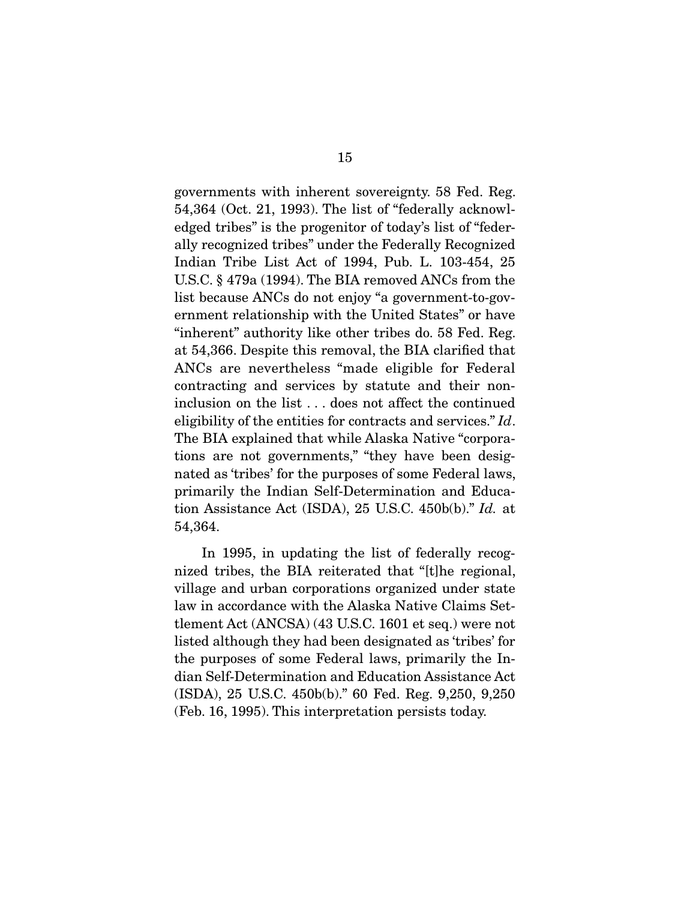governments with inherent sovereignty. 58 Fed. Reg. 54,364 (Oct. 21, 1993). The list of "federally acknowledged tribes" is the progenitor of today's list of "federally recognized tribes" under the Federally Recognized Indian Tribe List Act of 1994, Pub. L. 103-454, 25 U.S.C. § 479a (1994). The BIA removed ANCs from the list because ANCs do not enjoy "a government-to-government relationship with the United States" or have "inherent" authority like other tribes do. 58 Fed. Reg. at 54,366. Despite this removal, the BIA clarified that ANCs are nevertheless "made eligible for Federal contracting and services by statute and their non-inclusion on the list . . . does not affect the continued eligibility of the entities for contracts and services." *Id*. The BIA explained that while Alaska Native "corporations are not governments," "they have been designated as 'tribes' for the purposes of some Federal laws, primarily the Indian Self-Determination and Education Assistance Act (ISDA), 25 U.S.C. 450b(b)." *Id.* at 54,364.

In 1995, in updating the list of federally recognized tribes, the BIA reiterated that "[t]he regional, village and urban corporations organized under state law in accordance with the Alaska Native Claims Settlement Act (ANCSA) (43 U.S.C. 1601 et seq.) were not listed although they had been designated as 'tribes' for the purposes of some Federal laws, primarily the Indian Self-Determination and Education Assistance Act (ISDA), 25 U.S.C. 450b(b)." 60 Fed. Reg. 9,250, 9,250 (Feb. 16, 1995). This interpretation persists today.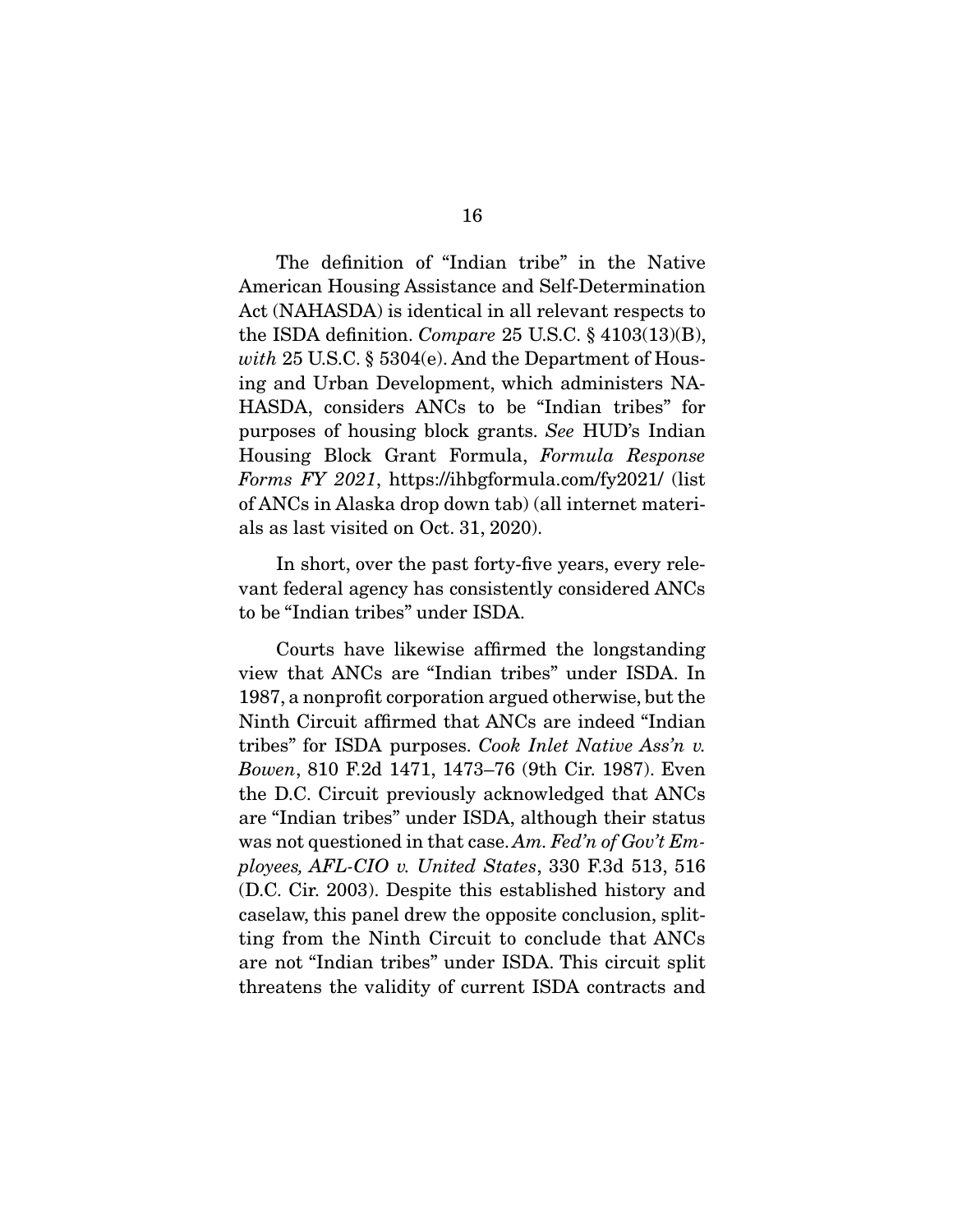The definition of "Indian tribe" in the Native American Housing Assistance and Self-Determination Act (NAHASDA) is identical in all relevant respects to the ISDA definition. *Compare* 25 U.S.C. § 4103(13)(B), *with* 25 U.S.C. § 5304(e). And the Department of Housing and Urban Development, which administers NAHASDA, considers ANCs to be "Indian tribes" for purposes of housing block grants. *See* HUD's Indian Housing Block Grant Formula, *Formula Response Forms FY 2021*, https://ihbgformula.com/fy2021/ (list of ANCs in Alaska drop down tab) (all internet materials as last visited on Oct. 31, 2020).

In short, over the past forty-five years, every relevant federal agency has consistently considered ANCs to be "Indian tribes" under ISDA.

Courts have likewise affirmed the longstanding view that ANCs are "Indian tribes" under ISDA. In 1987, a nonprofit corporation argued otherwise, but the Ninth Circuit affirmed that ANCs are indeed "Indian tribes" for ISDA purposes. *Cook Inlet Native Ass'n v. Bowen*, 810 F.2d 1471, 1473–76 (9th Cir. 1987). Even the D.C. Circuit previously acknowledged that ANCs are "Indian tribes" under ISDA, although their status was not questioned in that case. *Am. Fed'n of Gov't Employees, AFL-CIO v. United States*, 330 F.3d 513, 516 (D.C. Cir. 2003). Despite this established history and caselaw, this panel drew the opposite conclusion, splitting from the Ninth Circuit to conclude that ANCs are not "Indian tribes" under ISDA. This circuit split threatens the validity of current ISDA contracts and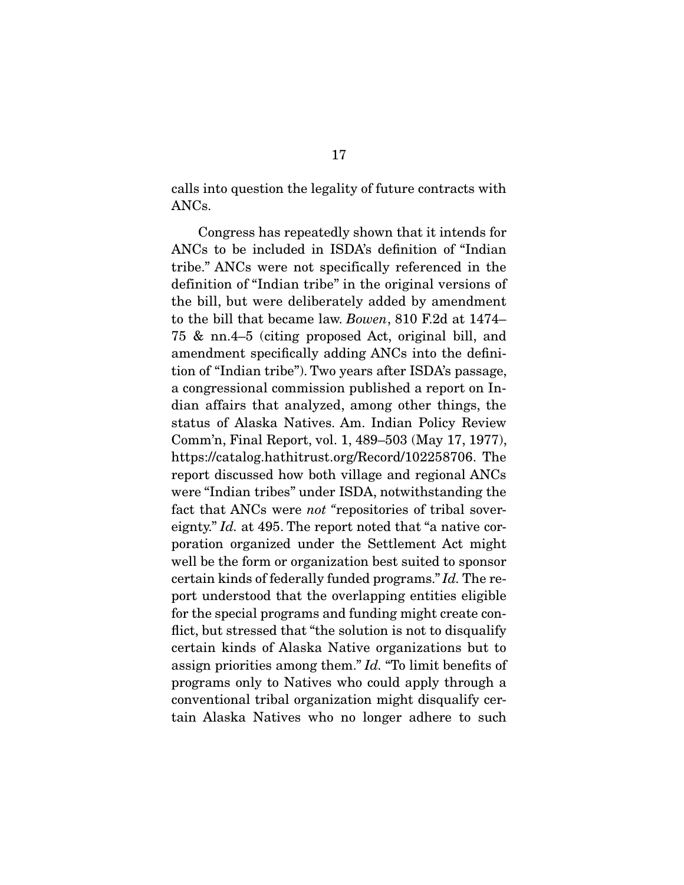calls into question the legality of future contracts with ANCs.

Congress has repeatedly shown that it intends for ANCs to be included in ISDA's definition of "Indian tribe." ANCs were not specifically referenced in the definition of "Indian tribe" in the original versions of the bill, but were deliberately added by amendment to the bill that became law. *Bowen*, 810 F.2d at 1474–75 & nn.4–5 (citing proposed Act, original bill, and amendment specifically adding ANCs into the definition of "Indian tribe"). Two years after ISDA's passage, a congressional commission published a report on Indian affairs that analyzed, among other things, the status of Alaska Natives. Am. Indian Policy Review Comm'n, Final Report, vol. 1, 489–503 (May 17, 1977), https://catalog.hathitrust.org/Record/102258706. The report discussed how both village and regional ANCs were "Indian tribes" under ISDA, notwithstanding the fact that ANCs were *not* "repositories of tribal sovereignty." *Id.* at 495. The report noted that "a native corporation organized under the Settlement Act might well be the form or organization best suited to sponsor certain kinds of federally funded programs." *Id.* The report understood that the overlapping entities eligible for the special programs and funding might create conflict, but stressed that "the solution is not to disqualify certain kinds of Alaska Native organizations but to assign priorities among them." *Id.* "To limit benefits of programs only to Natives who could apply through a conventional tribal organization might disqualify certain Alaska Natives who no longer adhere to such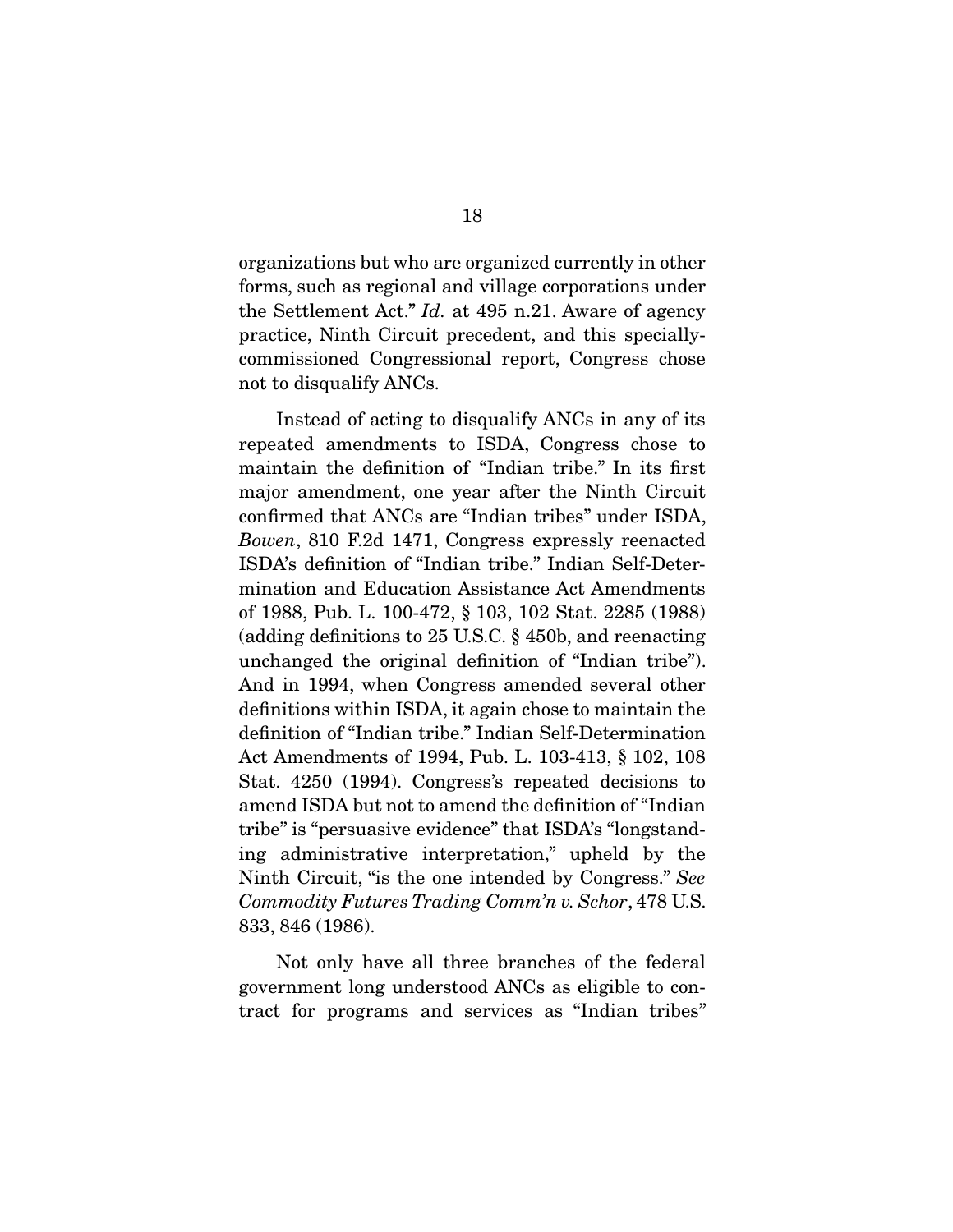organizations but who are organized currently in other forms, such as regional and village corporations under the Settlement Act." *Id.* at 495 n.21. Aware of agency practice, Ninth Circuit precedent, and this specially-commissioned Congressional report, Congress chose not to disqualify ANCs.

Instead of acting to disqualify ANCs in any of its repeated amendments to ISDA, Congress chose to maintain the definition of "Indian tribe." In its first major amendment, one year after the Ninth Circuit confirmed that ANCs are "Indian tribes" under ISDA, *Bowen*, 810 F.2d 1471, Congress expressly reenacted ISDA's definition of "Indian tribe." Indian Self-Determination and Education Assistance Act Amendments of 1988, Pub. L. 100-472, § 103, 102 Stat. 2285 (1988) (adding definitions to 25 U.S.C. § 450b, and reenacting unchanged the original definition of "Indian tribe"). And in 1994, when Congress amended several other definitions within ISDA, it again chose to maintain the definition of "Indian tribe." Indian Self-Determination Act Amendments of 1994, Pub. L. 103-413, § 102, 108 Stat. 4250 (1994). Congress's repeated decisions to amend ISDA but not to amend the definition of "Indian tribe" is "persuasive evidence" that ISDA's "longstanding administrative interpretation," upheld by the Ninth Circuit, "is the one intended by Congress." *See Commodity Futures Trading Comm'n v. Schor*, 478 U.S. 833, 846 (1986).

Not only have all three branches of the federal government long understood ANCs as eligible to contract for programs and services as "Indian tribes"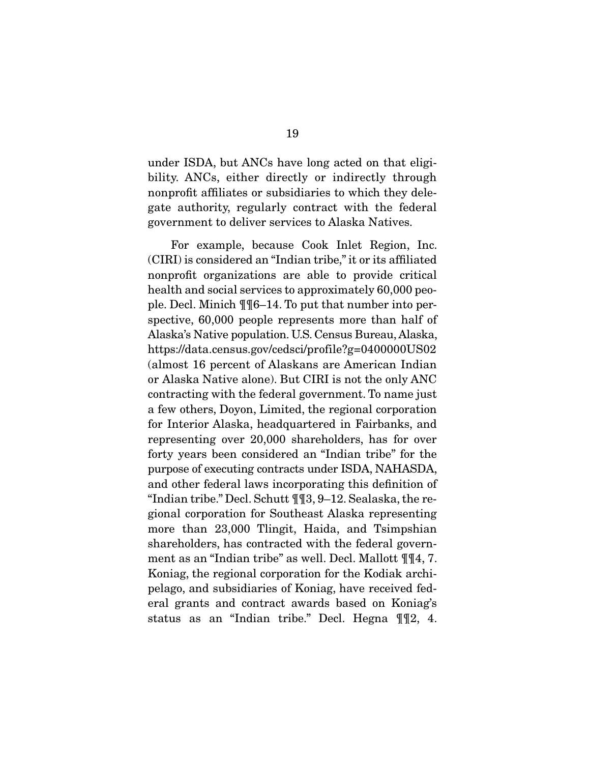under ISDA, but ANCs have long acted on that eligibility. ANCs, either directly or indirectly through nonprofit affiliates or subsidiaries to which they delegate authority, regularly contract with the federal government to deliver services to Alaska Natives.

For example, because Cook Inlet Region, Inc. (CIRI) is considered an "Indian tribe," it or its affiliated nonprofit organizations are able to provide critical health and social services to approximately 60,000 people. Decl. Minich ¶¶6–14. To put that number into perspective, 60,000 people represents more than half of Alaska's Native population. U.S. Census Bureau, Alaska, https://data.census.gov/cedsci/profile?g=0400000US02 (almost 16 percent of Alaskans are American Indian or Alaska Native alone). But CIRI is not the only ANC contracting with the federal government. To name just a few others, Doyon, Limited, the regional corporation for Interior Alaska, headquartered in Fairbanks, and representing over 20,000 shareholders, has for over forty years been considered an "Indian tribe" for the purpose of executing contracts under ISDA, NAHASDA, and other federal laws incorporating this definition of "Indian tribe." Decl. Schutt ¶¶3, 9–12. Sealaska, the regional corporation for Southeast Alaska representing more than 23,000 Tlingit, Haida, and Tsimpshian shareholders, has contracted with the federal government as an "Indian tribe" as well. Decl. Mallott ¶¶4, 7. Koniag, the regional corporation for the Kodiak archipelago, and subsidiaries of Koniag, have received federal grants and contract awards based on Koniag's status as an "Indian tribe." Decl. Hegna ¶¶2, 4.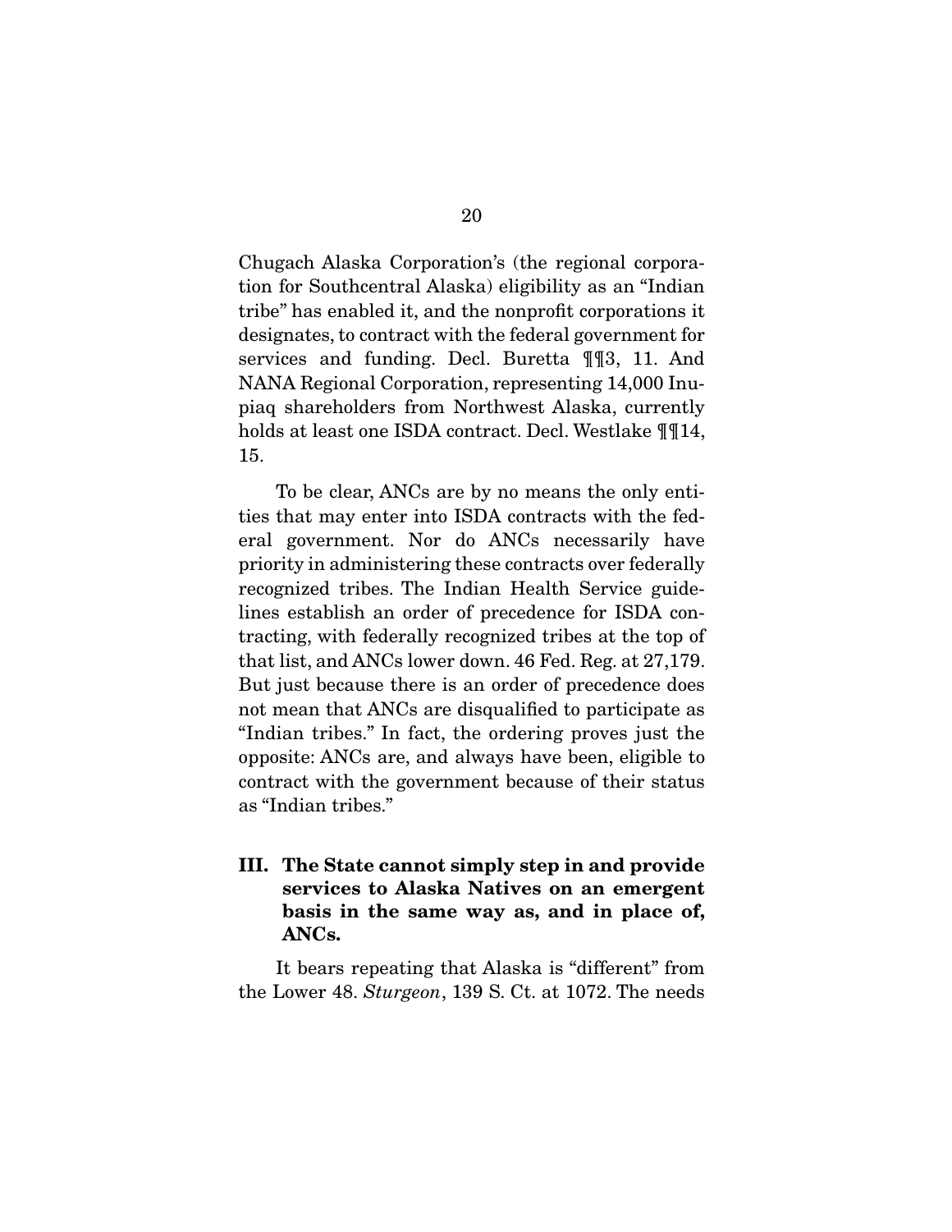Chugach Alaska Corporation's (the regional corporation for Southcentral Alaska) eligibility as an "Indian tribe" has enabled it, and the nonprofit corporations it designates, to contract with the federal government for services and funding. Decl. Buretta ¶¶3, 11. And NANA Regional Corporation, representing 14,000 Inupiaq shareholders from Northwest Alaska, currently holds at least one ISDA contract. Decl. Westlake ¶¶14, 15.

To be clear, ANCs are by no means the only entities that may enter into ISDA contracts with the federal government. Nor do ANCs necessarily have priority in administering these contracts over federally recognized tribes. The Indian Health Service guidelines establish an order of precedence for ISDA contracting, with federally recognized tribes at the top of that list, and ANCs lower down. 46 Fed. Reg. at 27,179. But just because there is an order of precedence does not mean that ANCs are disqualified to participate as "Indian tribes." In fact, the ordering proves just the opposite: ANCs are, and always have been, eligible to contract with the government because of their status as "Indian tribes."

### III. The State cannot simply step in and provide services to Alaska Natives on an emergent basis in the same way as, and in place of, ANCs.

It bears repeating that Alaska is "different" from the Lower 48. *Sturgeon*, 139 S. Ct. at 1072. The needs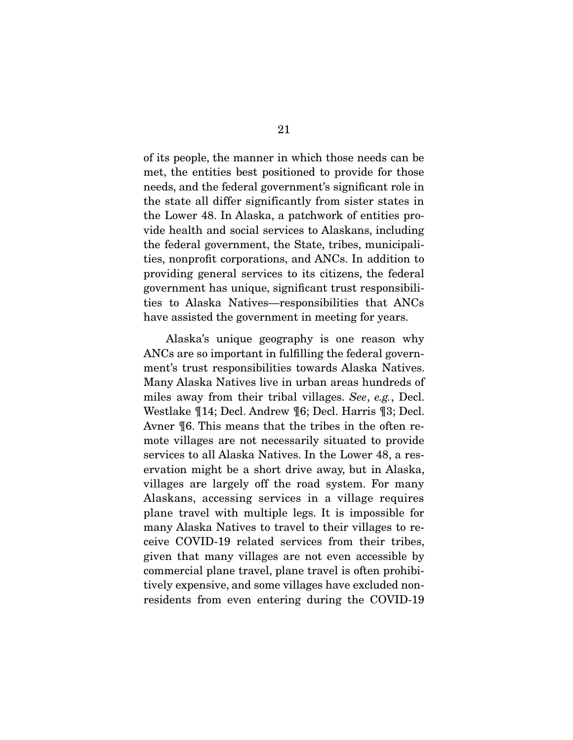of its people, the manner in which those needs can be met, the entities best positioned to provide for those needs, and the federal government's significant role in the state all differ significantly from sister states in the Lower 48. In Alaska, a patchwork of entities provide health and social services to Alaskans, including the federal government, the State, tribes, municipalities, nonprofit corporations, and ANCs. In addition to providing general services to its citizens, the federal government has unique, significant trust responsibilities to Alaska Natives—responsibilities that ANCs have assisted the government in meeting for years.

Alaska's unique geography is one reason why ANCs are so important in fulfilling the federal government's trust responsibilities towards Alaska Natives. Many Alaska Natives live in urban areas hundreds of miles away from their tribal villages. *See*, *e.g.*, Decl. Westlake ¶14; Decl. Andrew ¶6; Decl. Harris ¶3; Decl. Avner ¶6. This means that the tribes in the often remote villages are not necessarily situated to provide services to all Alaska Natives. In the Lower 48, a reservation might be a short drive away, but in Alaska, villages are largely off the road system. For many Alaskans, accessing services in a village requires plane travel with multiple legs. It is impossible for many Alaska Natives to travel to their villages to receive COVID-19 related services from their tribes, given that many villages are not even accessible by commercial plane travel, plane travel is often prohibitively expensive, and some villages have excluded non-residents from even entering during the COVID-19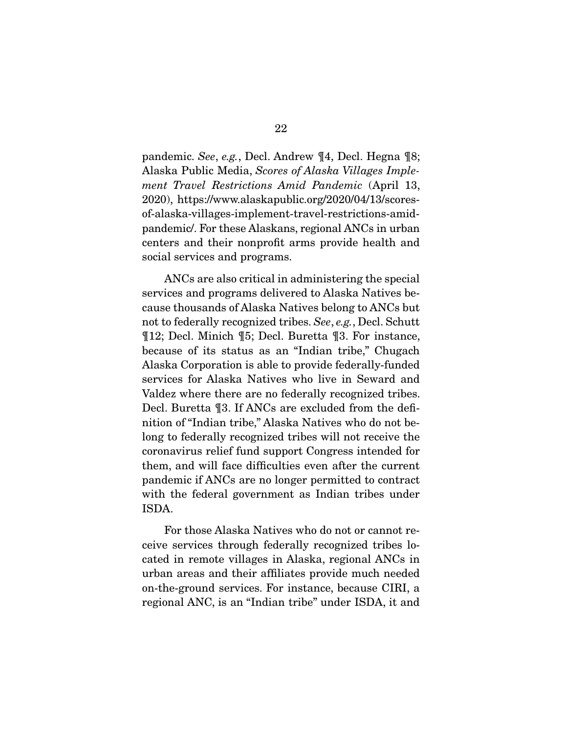pandemic. *See*, *e.g.*, Decl. Andrew ¶4, Decl. Hegna ¶8; Alaska Public Media, *Scores of Alaska Villages Implement Travel Restrictions Amid Pandemic* (April 13, 2020), https://www.alaskapublic.org/2020/04/13/scores-of-alaska-villages-implement-travel-restrictions-amid-pandemic/. For these Alaskans, regional ANCs in urban centers and their nonprofit arms provide health and social services and programs.

ANCs are also critical in administering the special services and programs delivered to Alaska Natives because thousands of Alaska Natives belong to ANCs but not to federally recognized tribes. *See*, *e.g.*, Decl. Schutt ¶12; Decl. Minich ¶5; Decl. Buretta ¶3. For instance, because of its status as an "Indian tribe," Chugach Alaska Corporation is able to provide federally-funded services for Alaska Natives who live in Seward and Valdez where there are no federally recognized tribes. Decl. Buretta ¶3. If ANCs are excluded from the definition of "Indian tribe," Alaska Natives who do not belong to federally recognized tribes will not receive the coronavirus relief fund support Congress intended for them, and will face difficulties even after the current pandemic if ANCs are no longer permitted to contract with the federal government as Indian tribes under ISDA.

For those Alaska Natives who do not or cannot receive services through federally recognized tribes located in remote villages in Alaska, regional ANCs in urban areas and their affiliates provide much needed on-the-ground services. For instance, because CIRI, a regional ANC, is an "Indian tribe" under ISDA, it and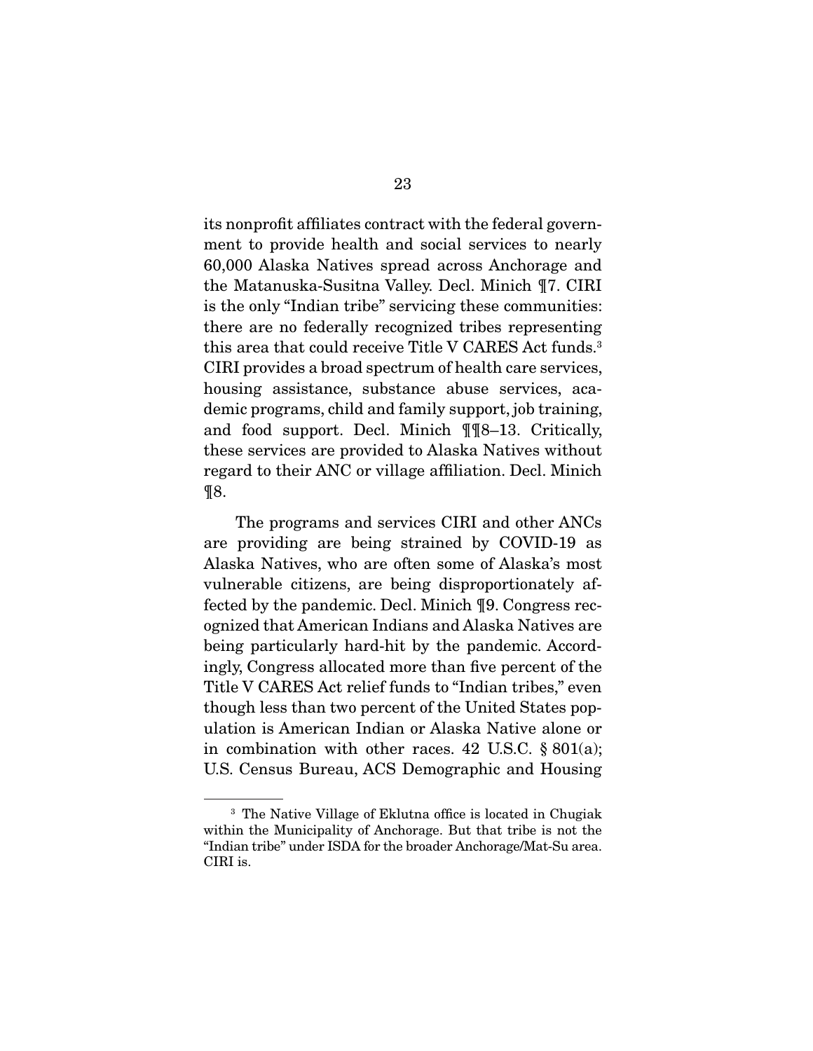its nonprofit affiliates contract with the federal government to provide health and social services to nearly 60,000 Alaska Natives spread across Anchorage and the Matanuska-Susitna Valley. Decl. Minich ¶7. CIRI is the only "Indian tribe" servicing these communities: there are no federally recognized tribes representing this area that could receive Title V CARES Act funds.[3] CIRI provides a broad spectrum of health care services, housing assistance, substance abuse services, academic programs, child and family support, job training, and food support. Decl. Minich ¶¶8–13. Critically, these services are provided to Alaska Natives without regard to their ANC or village affiliation. Decl. Minich ¶8.

The programs and services CIRI and other ANCs are providing are being strained by COVID-19 as Alaska Natives, who are often some of Alaska's most vulnerable citizens, are being disproportionately affected by the pandemic. Decl. Minich ¶9. Congress recognized that American Indians and Alaska Natives are being particularly hard-hit by the pandemic. Accordingly, Congress allocated more than five percent of the Title V CARES Act relief funds to "Indian tribes," even though less than two percent of the United States population is American Indian or Alaska Native alone or in combination with other races. 42 U.S.C. § 801(a); U.S. Census Bureau, ACS Demographic and Housing

---

[3] The Native Village of Eklutna office is located in Chugiak within the Municipality of Anchorage. But that tribe is not the "Indian tribe" under ISDA for the broader Anchorage/Mat-Su area. CIRI is.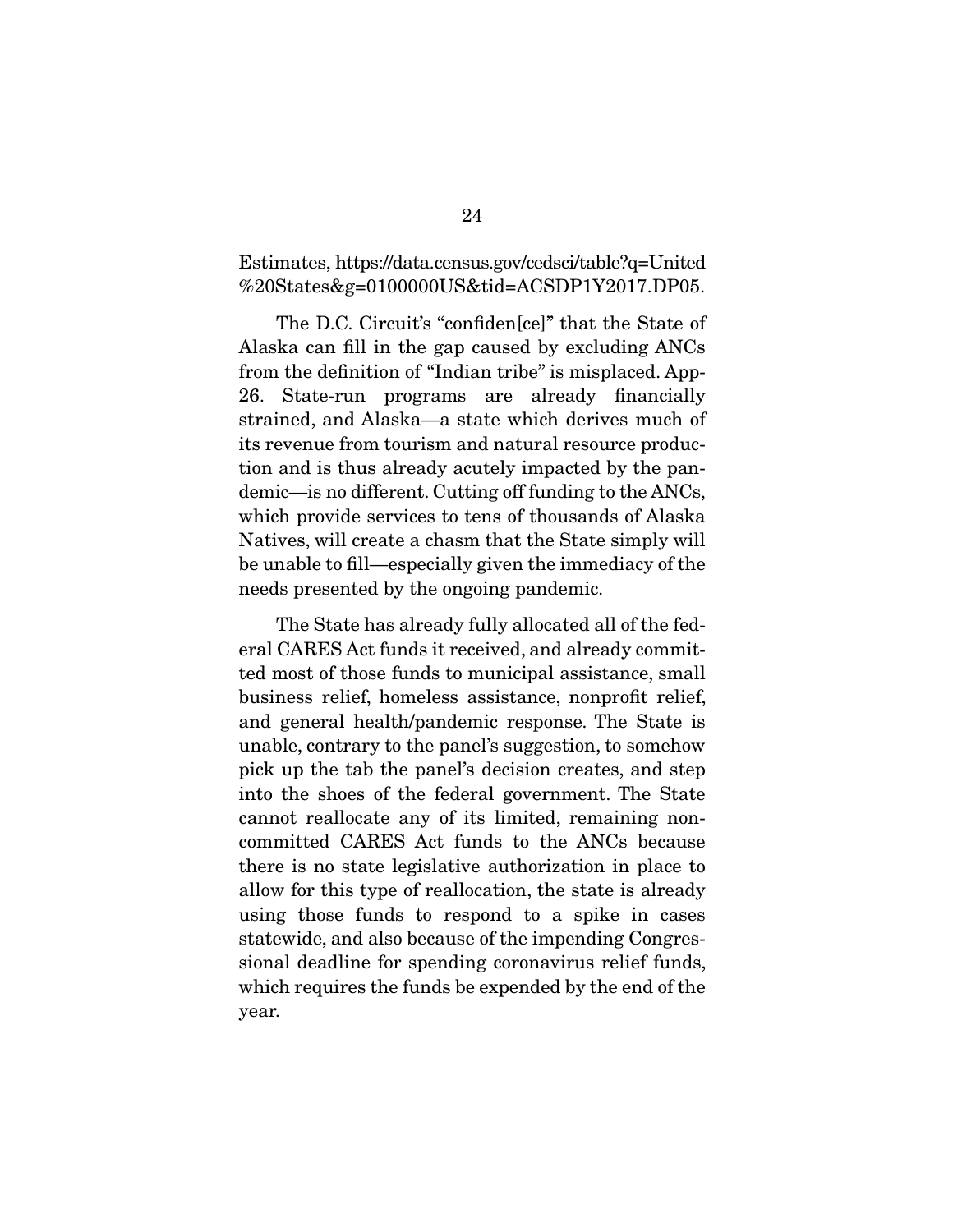Estimates, https://data.census.gov/cedsci/table?q=United%20States&g=0100000US&tid=ACSDP1Y2017.DP05.

The D.C. Circuit's "confiden[ce]" that the State of Alaska can fill in the gap caused by excluding ANCs from the definition of "Indian tribe" is misplaced. App-26. State-run programs are already financially strained, and Alaska—a state which derives much of its revenue from tourism and natural resource production and is thus already acutely impacted by the pandemic—is no different. Cutting off funding to the ANCs, which provide services to tens of thousands of Alaska Natives, will create a chasm that the State simply will be unable to fill—especially given the immediacy of the needs presented by the ongoing pandemic.

The State has already fully allocated all of the federal CARES Act funds it received, and already committed most of those funds to municipal assistance, small business relief, homeless assistance, nonprofit relief, and general health/pandemic response. The State is unable, contrary to the panel's suggestion, to somehow pick up the tab the panel's decision creates, and step into the shoes of the federal government. The State cannot reallocate any of its limited, remaining non-committed CARES Act funds to the ANCs because there is no state legislative authorization in place to allow for this type of reallocation, the state is already using those funds to respond to a spike in cases statewide, and also because of the impending Congressional deadline for spending coronavirus relief funds, which requires the funds be expended by the end of the year.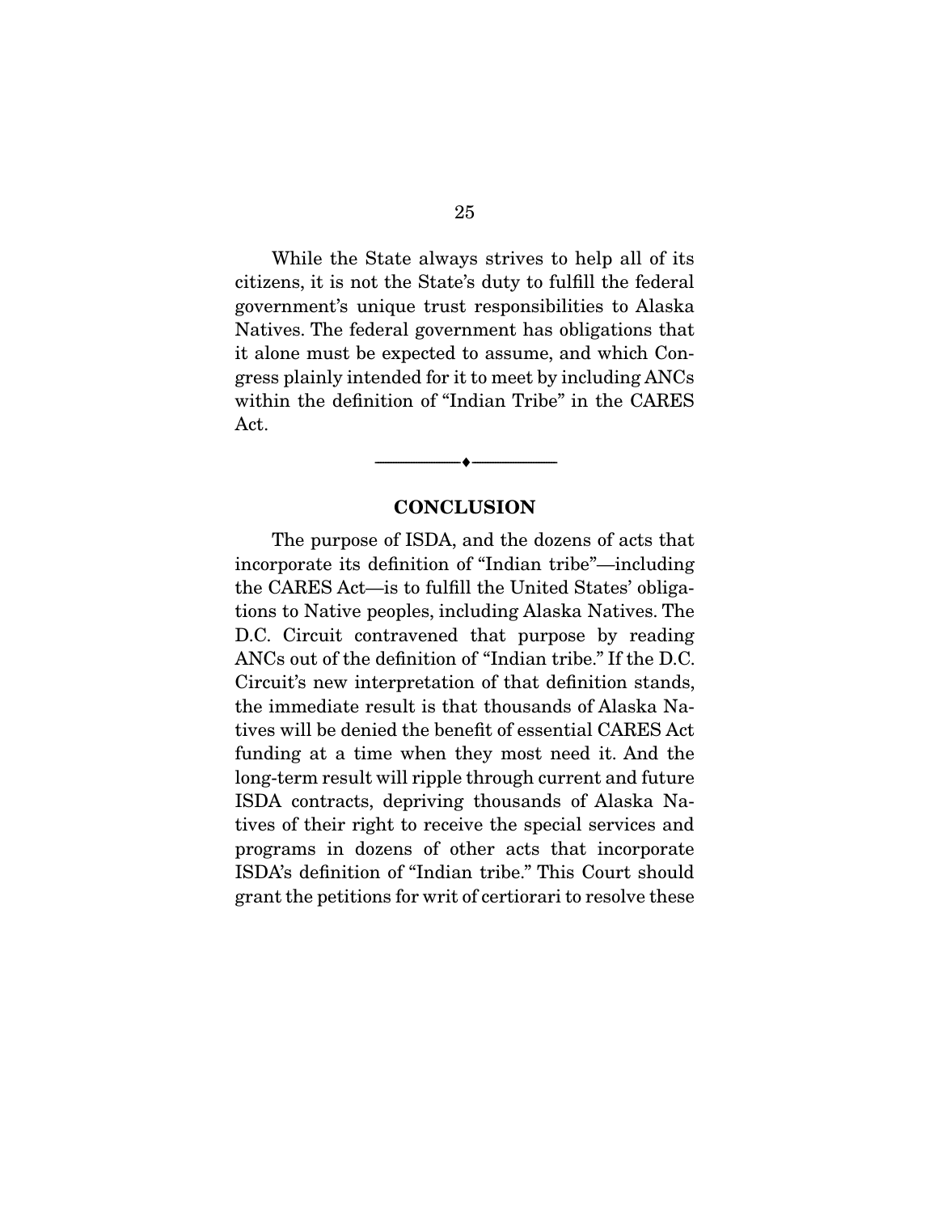While the State always strives to help all of its citizens, it is not the State's duty to fulfill the federal government's unique trust responsibilities to Alaska Natives. The federal government has obligations that it alone must be expected to assume, and which Congress plainly intended for it to meet by including ANCs within the definition of "Indian Tribe" in the CARES Act.

---

## CONCLUSION

The purpose of ISDA, and the dozens of acts that incorporate its definition of "Indian tribe"—including the CARES Act—is to fulfill the United States' obligations to Native peoples, including Alaska Natives. The D.C. Circuit contravened that purpose by reading ANCs out of the definition of "Indian tribe." If the D.C. Circuit's new interpretation of that definition stands, the immediate result is that thousands of Alaska Natives will be denied the benefit of essential CARES Act funding at a time when they most need it. And the long-term result will ripple through current and future ISDA contracts, depriving thousands of Alaska Natives of their right to receive the special services and programs in dozens of other acts that incorporate ISDA's definition of "Indian tribe." This Court should grant the petitions for writ of certiorari to resolve these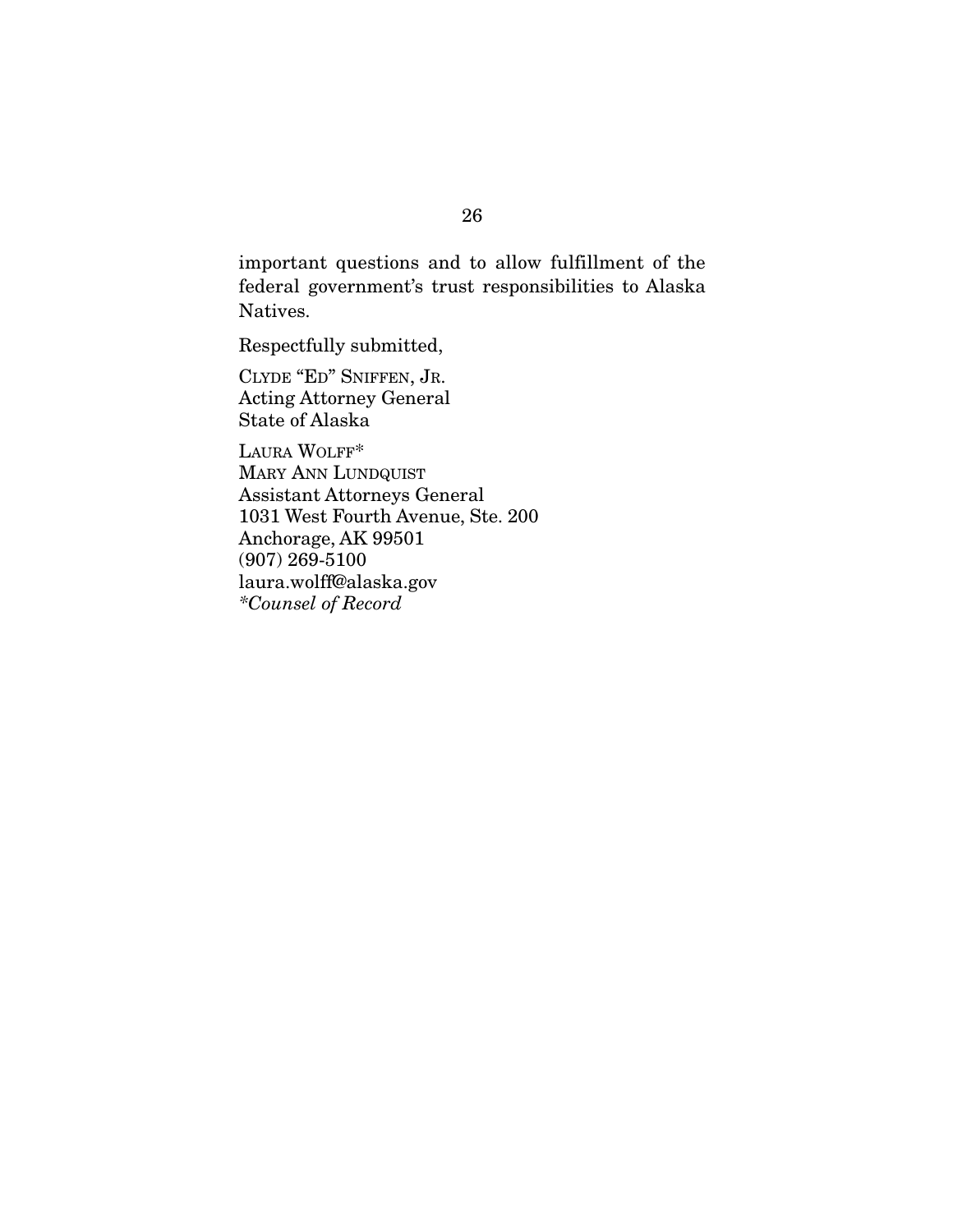important questions and to allow fulfillment of the federal government's trust responsibilities to Alaska Natives.

Respectfully submitted,

CLYDE "ED" SNIFFEN, JR.
Acting Attorney General
State of Alaska

LAURA WOLFF*
MARY ANN LUNDQUIST
Assistant Attorneys General
1031 West Fourth Avenue, Ste. 200
Anchorage, AK 99501
(907) 269-5100
laura.wolff@alaska.gov
*\*Counsel of Record*